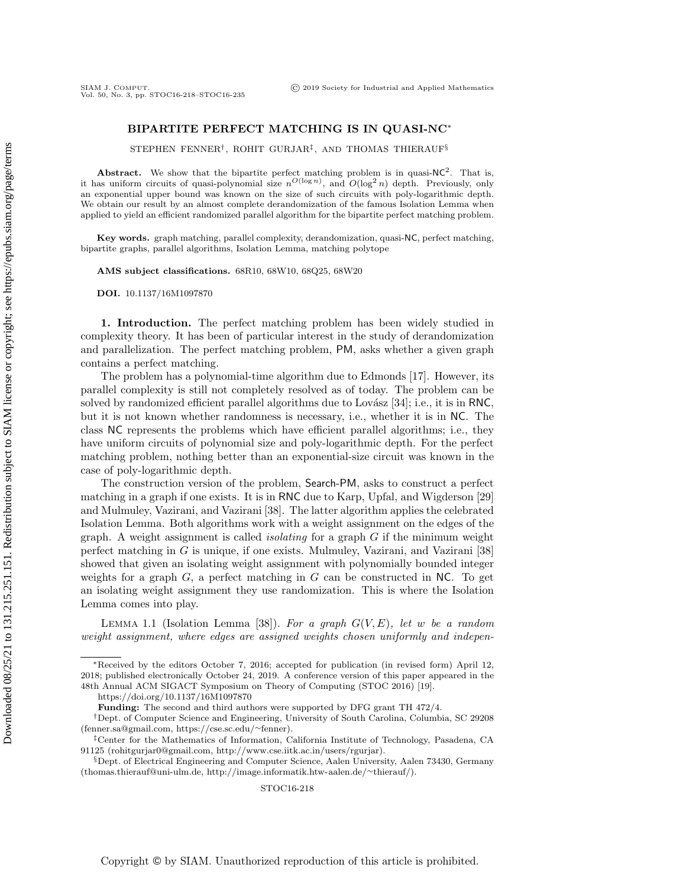# BIPARTITE PERFECT MATCHING IS IN QUASI-NC*

STEPHEN FENNER†, ROHIT GURJAR‡, AND THOMAS THIERAUF§

**Abstract.** We show that the bipartite perfect matching problem is in quasi-$\mathsf{NC}^2$. That is, it has uniform circuits of quasi-polynomial size $n^{O(\log n)}$, and $O(\log^2 n)$ depth. Previously, only an exponential upper bound was known on the size of such circuits with poly-logarithmic depth. We obtain our result by an almost complete derandomization of the famous Isolation Lemma when applied to yield an efficient randomized parallel algorithm for the bipartite perfect matching problem.

**Key words.** graph matching, parallel complexity, derandomization, quasi-NC, perfect matching, bipartite graphs, parallel algorithms, Isolation Lemma, matching polytope

**AMS subject classifications.** 68R10, 68W10, 68Q25, 68W20

**DOI.** 10.1137/16M1097870

## 1. Introduction.

The perfect matching problem has been widely studied in complexity theory. It has been of particular interest in the study of derandomization and parallelization. The perfect matching problem, PM, asks whether a given graph contains a perfect matching.

The problem has a polynomial-time algorithm due to Edmonds [17]. However, its parallel complexity is still not completely resolved as of today. The problem can be solved by randomized efficient parallel algorithms due to Lovász [34]; i.e., it is in RNC, but it is not known whether randomness is necessary, i.e., whether it is in NC. The class NC represents the problems which have efficient parallel algorithms; i.e., they have uniform circuits of polynomial size and poly-logarithmic depth. For the perfect matching problem, nothing better than an exponential-size circuit was known in the case of poly-logarithmic depth.

The construction version of the problem, Search-PM, asks to construct a perfect matching in a graph if one exists. It is in RNC due to Karp, Upfal, and Wigderson [29] and Mulmuley, Vazirani, and Vazirani [38]. The latter algorithm applies the celebrated Isolation Lemma. Both algorithms work with a weight assignment on the edges of the graph. A weight assignment is called *isolating* for a graph $G$ if the minimum weight perfect matching in $G$ is unique, if one exists. Mulmuley, Vazirani, and Vazirani [38] showed that given an isolating weight assignment with polynomially bounded integer weights for a graph $G$, a perfect matching in $G$ can be constructed in NC. To get an isolating weight assignment they use randomization. This is where the Isolation Lemma comes into play.

LEMMA 1.1 (Isolation Lemma [38]). *For a graph $G(V, E)$, let $w$ be a random weight assignment, where edges are assigned weights chosen uniformly and indepen-*

---

*Received by the editors October 7, 2016; accepted for publication (in revised form) April 12, 2018; published electronically October 24, 2019. A conference version of this paper appeared in the 48th Annual ACM SIGACT Symposium on Theory of Computing (STOC 2016) [19].

https://doi.org/10.1137/16M1097870

**Funding:** The second and third authors were supported by DFG grant TH 472/4.

†Dept. of Computer Science and Engineering, University of South Carolina, Columbia, SC 29208 (fenner.sa@gmail.com, https://cse.sc.edu/~fenner).

‡Center for the Mathematics of Information, California Institute of Technology, Pasadena, CA 91125 (rohitgurjar0@gmail.com, http://www.cse.iitk.ac.in/users/rgurjar).

§Dept. of Electrical Engineering and Computer Science, Aalen University, Aalen 73430, Germany (thomas.thierauf@uni-ulm.de, http://image.informatik.htw-aalen.de/~thierauf/).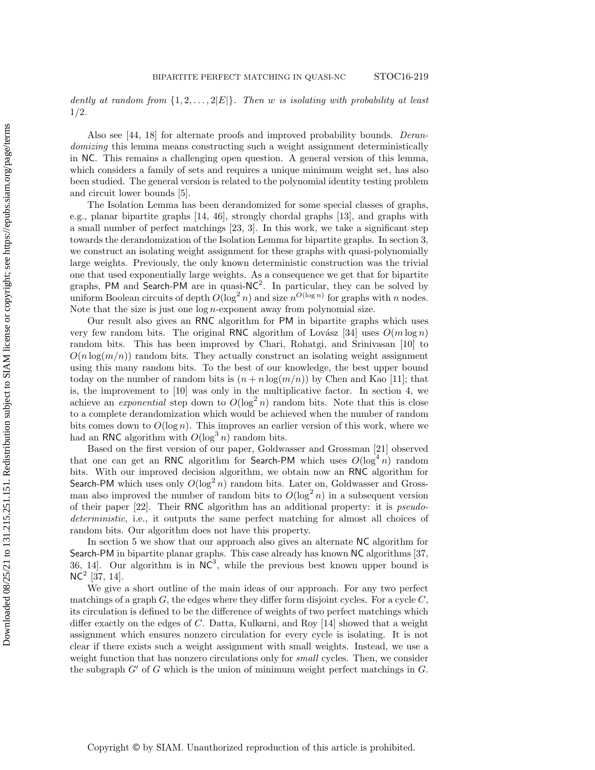*dently at random from $\{1, 2, \ldots, 2|E|\}$. Then $w$ is isolating with probability at least $1/2$.*

Also see [44, 18] for alternate proofs and improved probability bounds. *Derandomizing* this lemma means constructing such a weight assignment deterministically in NC. This remains a challenging open question. A general version of this lemma, which considers a family of sets and requires a unique minimum weight set, has also been studied. The general version is related to the polynomial identity testing problem and circuit lower bounds [5].

The Isolation Lemma has been derandomized for some special classes of graphs, e.g., planar bipartite graphs [14, 46], strongly chordal graphs [13], and graphs with a small number of perfect matchings [23, 3]. In this work, we take a significant step towards the derandomization of the Isolation Lemma for bipartite graphs. In section 3, we construct an isolating weight assignment for these graphs with quasi-polynomially large weights. Previously, the only known deterministic construction was the trivial one that used exponentially large weights. As a consequence we get that for bipartite graphs, PM and Search-PM are in quasi-$\mathsf{NC}^2$. In particular, they can be solved by uniform Boolean circuits of depth $O(\log^2 n)$ and size $n^{O(\log n)}$ for graphs with $n$ nodes. Note that the size is just one $\log n$-exponent away from polynomial size.

Our result also gives an RNC algorithm for PM in bipartite graphs which uses very few random bits. The original RNC algorithm of Lovász [34] uses $O(m \log n)$ random bits. This has been improved by Chari, Rohatgi, and Srinivasan [10] to $O(n \log(m/n))$ random bits. They actually construct an isolating weight assignment using this many random bits. To the best of our knowledge, the best upper bound today on the number of random bits is $(n + n \log(m/n))$ by Chen and Kao [11]; that is, the improvement to [10] was only in the multiplicative factor. In section 4, we achieve an *exponential* step down to $O(\log^2 n)$ random bits. Note that this is close to a complete derandomization which would be achieved when the number of random bits comes down to $O(\log n)$. This improves an earlier version of this work, where we had an RNC algorithm with $O(\log^3 n)$ random bits.

Based on the first version of our paper, Goldwasser and Grossman [21] observed that one can get an RNC algorithm for Search-PM which uses $O(\log^4 n)$ random bits. With our improved decision algorithm, we obtain now an RNC algorithm for Search-PM which uses only $O(\log^2 n)$ random bits. Later on, Goldwasser and Grossman also improved the number of random bits to $O(\log^2 n)$ in a subsequent version of their paper [22]. Their RNC algorithm has an additional property: it is *pseudo-deterministic*, i.e., it outputs the same perfect matching for almost all choices of random bits. Our algorithm does not have this property.

In section 5 we show that our approach also gives an alternate NC algorithm for Search-PM in bipartite planar graphs. This case already has known NC algorithms [37, 36, 14]. Our algorithm is in $\mathsf{NC}^3$, while the previous best known upper bound is $\mathsf{NC}^2$ [37, 14].

We give a short outline of the main ideas of our approach. For any two perfect matchings of a graph $G$, the edges where they differ form disjoint cycles. For a cycle $C$, its circulation is defined to be the difference of weights of two perfect matchings which differ exactly on the edges of $C$. Datta, Kulkarni, and Roy [14] showed that a weight assignment which ensures nonzero circulation for every cycle is isolating. It is not clear if there exists such a weight assignment with small weights. Instead, we use a weight function that has nonzero circulations only for *small* cycles. Then, we consider the subgraph $G'$ of $G$ which is the union of minimum weight perfect matchings in $G$.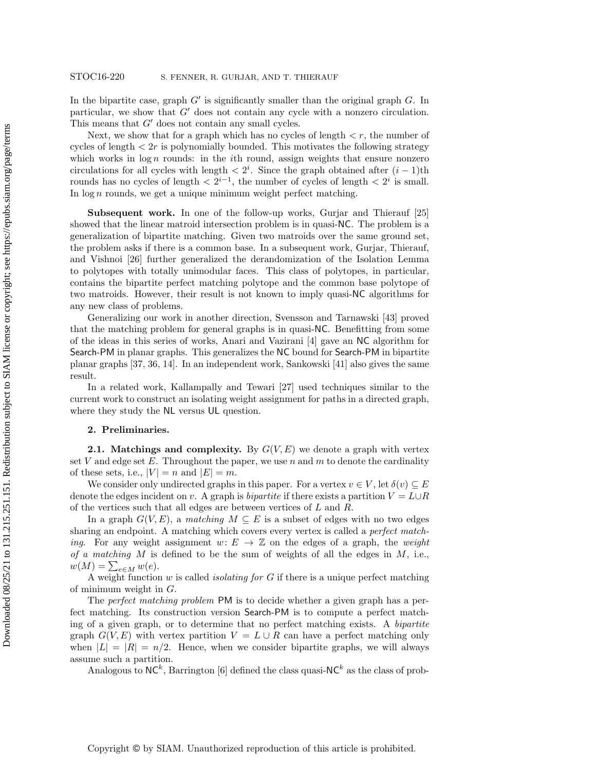In the bipartite case, graph $G'$ is significantly smaller than the original graph $G$. In particular, we show that $G'$ does not contain any cycle with a nonzero circulation. This means that $G'$ does not contain any small cycles.

Next, we show that for a graph which has no cycles of length $< r$, the number of cycles of length $< 2r$ is polynomially bounded. This motivates the following strategy which works in $\log n$ rounds: in the $i$th round, assign weights that ensure nonzero circulations for all cycles with length $< 2^i$. Since the graph obtained after $(i-1)$th rounds has no cycles of length $< 2^{i-1}$, the number of cycles of length $< 2^i$ is small. In $\log n$ rounds, we get a unique minimum weight perfect matching.

**Subsequent work.** In one of the follow-up works, Gurjar and Thierauf [25] showed that the linear matroid intersection problem is in quasi-NC. The problem is a generalization of bipartite matching. Given two matroids over the same ground set, the problem asks if there is a common base. In a subsequent work, Gurjar, Thierauf, and Vishnoi [26] further generalized the derandomization of the Isolation Lemma to polytopes with totally unimodular faces. This class of polytopes, in particular, contains the bipartite perfect matching polytope and the common base polytope of two matroids. However, their result is not known to imply quasi-NC algorithms for any new class of problems.

Generalizing our work in another direction, Svensson and Tarnawski [43] proved that the matching problem for general graphs is in quasi-NC. Benefitting from some of the ideas in this series of works, Anari and Vazirani [4] gave an NC algorithm for Search-PM in planar graphs. This generalizes the NC bound for Search-PM in bipartite planar graphs [37, 36, 14]. In an independent work, Sankowski [41] also gives the same result.

In a related work, Kallampally and Tewari [27] used techniques similar to the current work to construct an isolating weight assignment for paths in a directed graph, where they study the NL versus UL question.

## 2. Preliminaries.

### 2.1. Matchings and complexity.

By $G(V, E)$ we denote a graph with vertex set $V$ and edge set $E$. Throughout the paper, we use $n$ and $m$ to denote the cardinality of these sets, i.e., $|V| = n$ and $|E| = m$.

We consider only undirected graphs in this paper. For a vertex $v \in V$, let $\delta(v) \subseteq E$ denote the edges incident on $v$. A graph is *bipartite* if there exists a partition $V = L \cup R$ of the vertices such that all edges are between vertices of $L$ and $R$.

In a graph $G(V, E)$, a *matching* $M \subseteq E$ is a subset of edges with no two edges sharing an endpoint. A matching which covers every vertex is called a *perfect matching*. For any weight assignment $w \colon E \to \mathbb{Z}$ on the edges of a graph, the *weight of a matching* $M$ is defined to be the sum of weights of all the edges in $M$, i.e., $w(M) = \sum_{e \in M} w(e)$.

A weight function $w$ is called *isolating for* $G$ if there is a unique perfect matching of minimum weight in $G$.

The *perfect matching problem* PM is to decide whether a given graph has a perfect matching. Its construction version Search-PM is to compute a perfect matching of a given graph, or to determine that no perfect matching exists. A *bipartite* graph $G(V, E)$ with vertex partition $V = L \cup R$ can have a perfect matching only when $|L| = |R| = n/2$. Hence, when we consider bipartite graphs, we will always assume such a partition.

Analogous to $\mathsf{NC}^k$, Barrington [6] defined the class quasi-$\mathsf{NC}^k$ as the class of prob-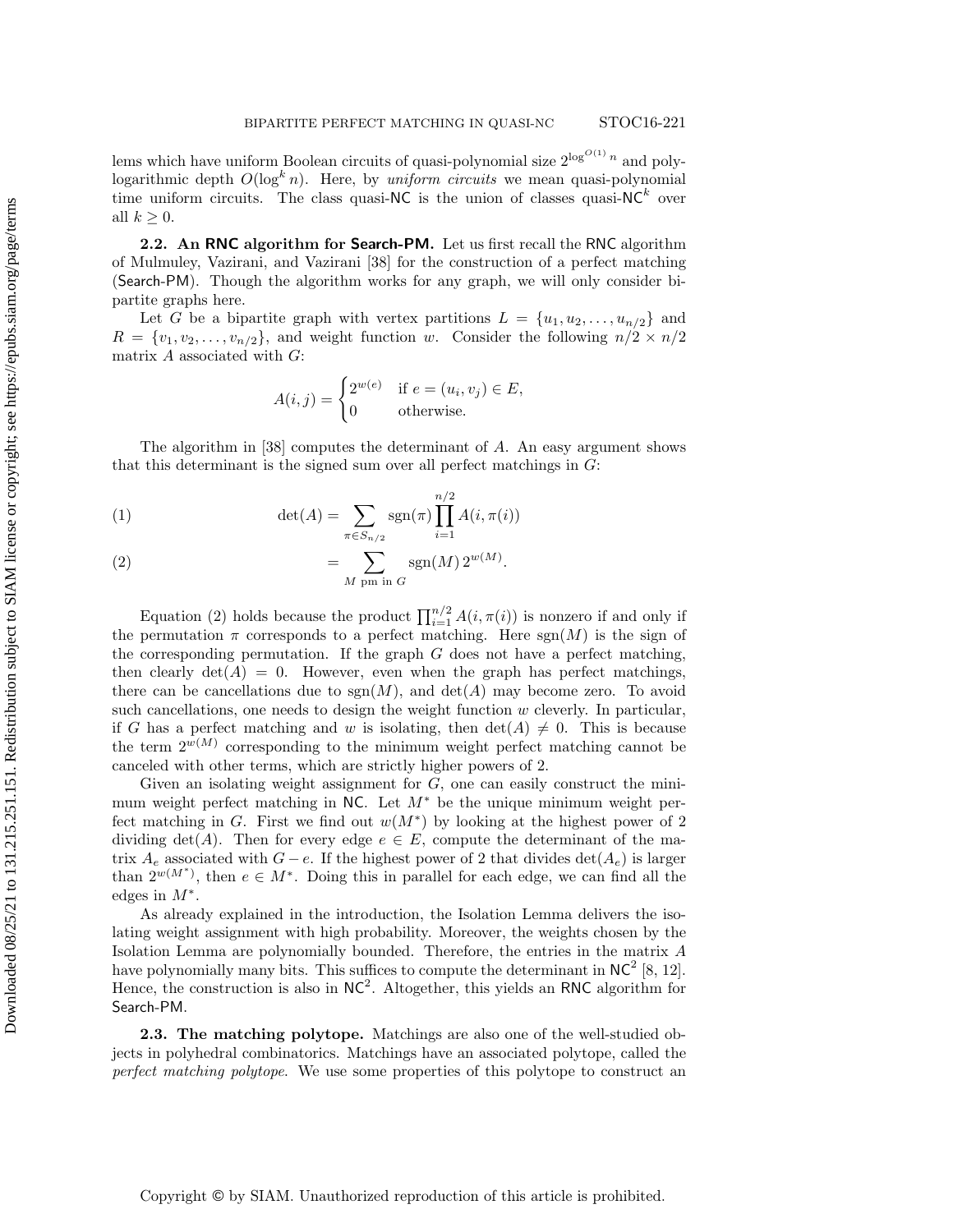lems which have uniform Boolean circuits of quasi-polynomial size $2^{\log^{O(1)} n}$ and polylogarithmic depth $O(\log^k n)$. Here, by *uniform circuits* we mean quasi-polynomial time uniform circuits. The class quasi-NC is the union of classes quasi-$\mathsf{NC}^k$ over all $k \geq 0$.

**2.2. An RNC algorithm for Search-PM.** Let us first recall the RNC algorithm of Mulmuley, Vazirani, and Vazirani [38] for the construction of a perfect matching (Search-PM). Though the algorithm works for any graph, we will only consider bipartite graphs here.

Let $G$ be a bipartite graph with vertex partitions $L = \{u_1, u_2, \ldots, u_{n/2}\}$ and $R = \{v_1, v_2, \ldots, v_{n/2}\}$, and weight function $w$. Consider the following $n/2 \times n/2$ matrix $A$ associated with $G$:

$$A(i,j) = \begin{cases} 2^{w(e)} & \text{if } e = (u_i, v_j) \in E, \\ 0 & \text{otherwise.} \end{cases}$$

The algorithm in [38] computes the determinant of $A$. An easy argument shows that this determinant is the signed sum over all perfect matchings in $G$:

$$\det(A) = \sum_{\pi \in S_{n/2}} \operatorname{sgn}(\pi) \prod_{i=1}^{n/2} A(i, \pi(i)) \tag{1}$$

$$= \sum_{M \text{ pm in } G} \operatorname{sgn}(M)\, 2^{w(M)}. \tag{2}$$

Equation (2) holds because the product $\prod_{i=1}^{n/2} A(i, \pi(i))$ is nonzero if and only if the permutation $\pi$ corresponds to a perfect matching. Here $\operatorname{sgn}(M)$ is the sign of the corresponding permutation. If the graph $G$ does not have a perfect matching, then clearly $\det(A) = 0$. However, even when the graph has perfect matchings, there can be cancellations due to $\operatorname{sgn}(M)$, and $\det(A)$ may become zero. To avoid such cancellations, one needs to design the weight function $w$ cleverly. In particular, if $G$ has a perfect matching and $w$ is isolating, then $\det(A) \neq 0$. This is because the term $2^{w(M)}$ corresponding to the minimum weight perfect matching cannot be canceled with other terms, which are strictly higher powers of 2.

Given an isolating weight assignment for $G$, one can easily construct the minimum weight perfect matching in NC. Let $M^*$ be the unique minimum weight perfect matching in $G$. First we find out $w(M^*)$ by looking at the highest power of 2 dividing $\det(A)$. Then for every edge $e \in E$, compute the determinant of the matrix $A_e$ associated with $G - e$. If the highest power of 2 that divides $\det(A_e)$ is larger than $2^{w(M^*)}$, then $e \in M^*$. Doing this in parallel for each edge, we can find all the edges in $M^*$.

As already explained in the introduction, the Isolation Lemma delivers the isolating weight assignment with high probability. Moreover, the weights chosen by the Isolation Lemma are polynomially bounded. Therefore, the entries in the matrix $A$ have polynomially many bits. This suffices to compute the determinant in $\mathsf{NC}^2$ [8, 12]. Hence, the construction is also in $\mathsf{NC}^2$. Altogether, this yields an RNC algorithm for Search-PM.

**2.3. The matching polytope.** Matchings are also one of the well-studied objects in polyhedral combinatorics. Matchings have an associated polytope, called the *perfect matching polytope*. We use some properties of this polytope to construct an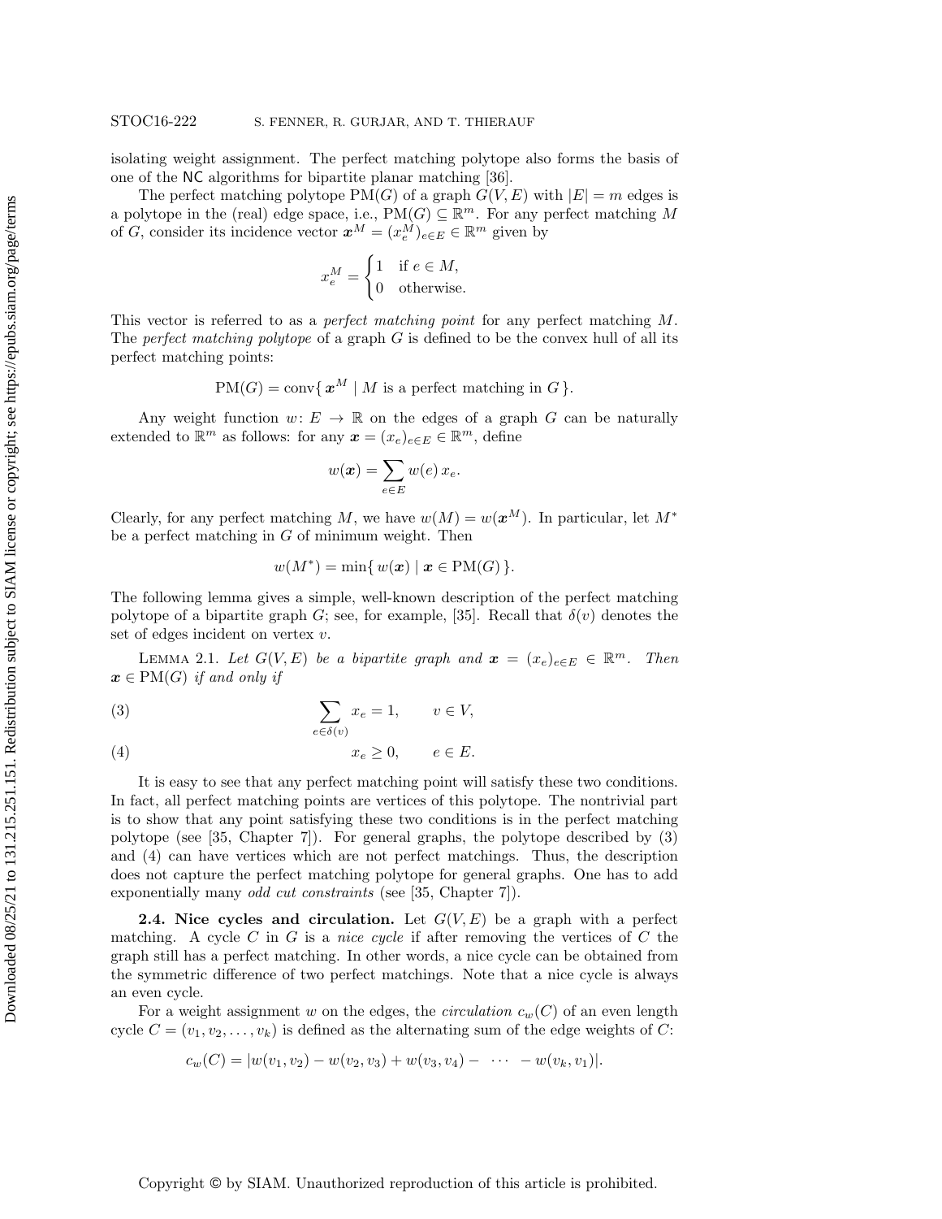isolating weight assignment. The perfect matching polytope also forms the basis of one of the NC algorithms for bipartite planar matching [36].

The perfect matching polytope $\mathrm{PM}(G)$ of a graph $G(V, E)$ with $|E| = m$ edges is a polytope in the (real) edge space, i.e., $\mathrm{PM}(G) \subseteq \mathbb{R}^m$. For any perfect matching $M$ of $G$, consider its incidence vector $\boldsymbol{x}^M = (x_e^M)_{e \in E} \in \mathbb{R}^m$ given by

$$x_e^M = \begin{cases} 1 & \text{if } e \in M, \\ 0 & \text{otherwise.} \end{cases}$$

This vector is referred to as a *perfect matching point* for any perfect matching $M$. The *perfect matching polytope* of a graph $G$ is defined to be the convex hull of all its perfect matching points:

$$\mathrm{PM}(G) = \mathrm{conv}\{\, \boldsymbol{x}^M \mid M \text{ is a perfect matching in } G \,\}.$$

Any weight function $w \colon E \to \mathbb{R}$ on the edges of a graph $G$ can be naturally extended to $\mathbb{R}^m$ as follows: for any $\boldsymbol{x} = (x_e)_{e \in E} \in \mathbb{R}^m$, define

$$w(\boldsymbol{x}) = \sum_{e \in E} w(e)\, x_e.$$

Clearly, for any perfect matching $M$, we have $w(M) = w(\boldsymbol{x}^M)$. In particular, let $M^*$ be a perfect matching in $G$ of minimum weight. Then

$$w(M^*) = \min\{\, w(\boldsymbol{x}) \mid \boldsymbol{x} \in \mathrm{PM}(G) \,\}.$$

The following lemma gives a simple, well-known description of the perfect matching polytope of a bipartite graph $G$; see, for example, [35]. Recall that $\delta(v)$ denotes the set of edges incident on vertex $v$.

Lemma 2.1. *Let $G(V, E)$ be a bipartite graph and $\boldsymbol{x} = (x_e)_{e \in E} \in \mathbb{R}^m$. Then $\boldsymbol{x} \in \mathrm{PM}(G)$ if and only if*

$$\sum_{e \in \delta(v)} x_e = 1, \qquad v \in V, \tag{3}$$

$$x_e \geq 0, \qquad e \in E. \tag{4}$$

It is easy to see that any perfect matching point will satisfy these two conditions. In fact, all perfect matching points are vertices of this polytope. The nontrivial part is to show that any point satisfying these two conditions is in the perfect matching polytope (see [35, Chapter 7]). For general graphs, the polytope described by (3) and (4) can have vertices which are not perfect matchings. Thus, the description does not capture the perfect matching polytope for general graphs. One has to add exponentially many *odd cut constraints* (see [35, Chapter 7]).

### 2.4. Nice cycles and circulation.

Let $G(V, E)$ be a graph with a perfect matching. A cycle $C$ in $G$ is a *nice cycle* if after removing the vertices of $C$ the graph still has a perfect matching. In other words, a nice cycle can be obtained from the symmetric difference of two perfect matchings. Note that a nice cycle is always an even cycle.

For a weight assignment $w$ on the edges, the *circulation* $c_w(C)$ of an even length cycle $C = (v_1, v_2, \ldots, v_k)$ is defined as the alternating sum of the edge weights of $C$:

$$c_w(C) = |w(v_1, v_2) - w(v_2, v_3) + w(v_3, v_4) - \cdots - w(v_k, v_1)|.$$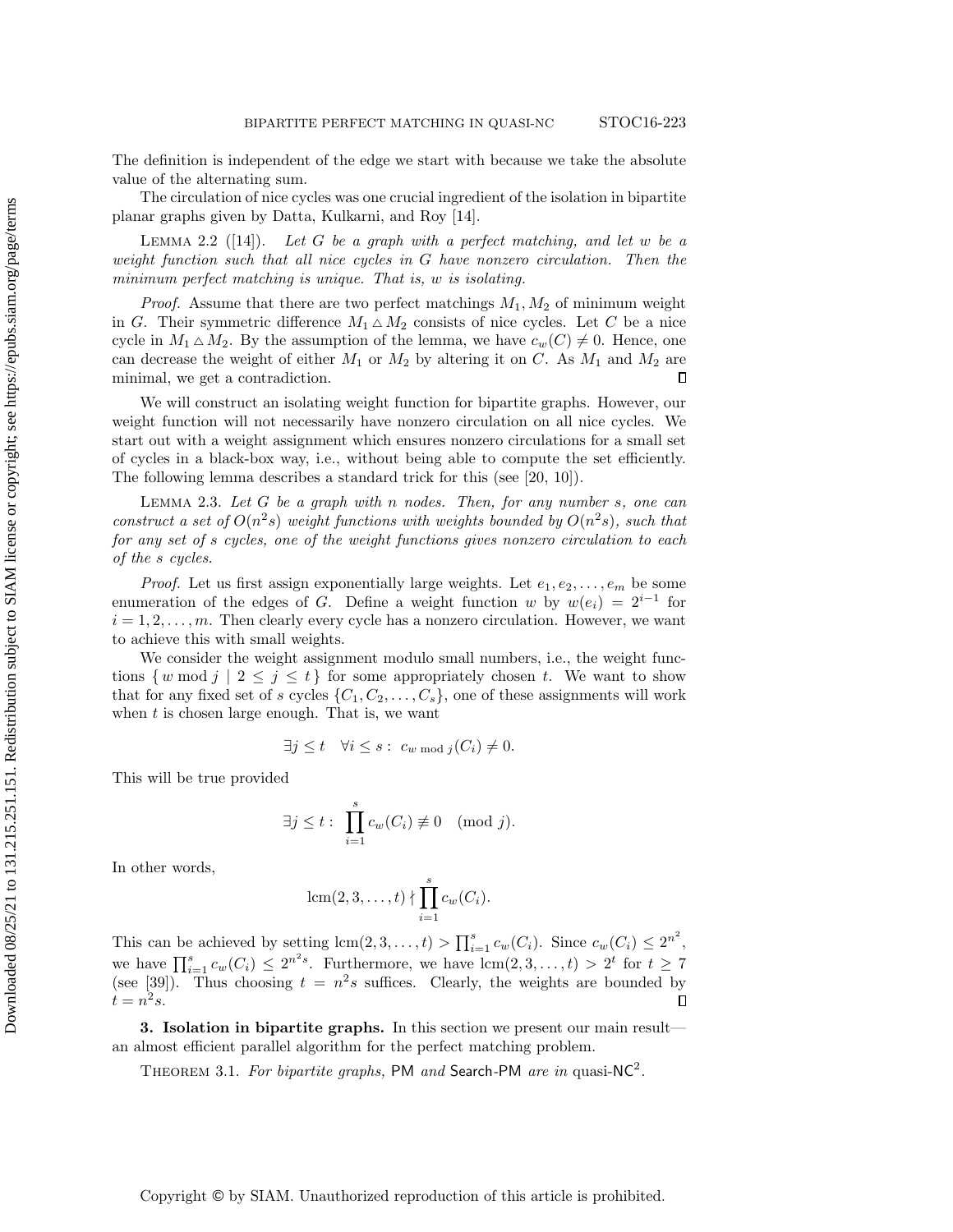The definition is independent of the edge we start with because we take the absolute value of the alternating sum.

The circulation of nice cycles was one crucial ingredient of the isolation in bipartite planar graphs given by Datta, Kulkarni, and Roy [14].

Lemma 2.2 ([14]). *Let $G$ be a graph with a perfect matching, and let $w$ be a weight function such that all nice cycles in $G$ have nonzero circulation. Then the minimum perfect matching is unique. That is, $w$ is isolating.*

*Proof.* Assume that there are two perfect matchings $M_1, M_2$ of minimum weight in $G$. Their symmetric difference $M_1 \triangle M_2$ consists of nice cycles. Let $C$ be a nice cycle in $M_1 \triangle M_2$. By the assumption of the lemma, we have $c_w(C) \neq 0$. Hence, one can decrease the weight of either $M_1$ or $M_2$ by altering it on $C$. As $M_1$ and $M_2$ are minimal, we get a contradiction. ∎

We will construct an isolating weight function for bipartite graphs. However, our weight function will not necessarily have nonzero circulation on all nice cycles. We start out with a weight assignment which ensures nonzero circulations for a small set of cycles in a black-box way, i.e., without being able to compute the set efficiently. The following lemma describes a standard trick for this (see [20, 10]).

Lemma 2.3. *Let $G$ be a graph with $n$ nodes. Then, for any number $s$, one can construct a set of $O(n^2 s)$ weight functions with weights bounded by $O(n^2 s)$, such that for any set of $s$ cycles, one of the weight functions gives nonzero circulation to each of the $s$ cycles.*

*Proof.* Let us first assign exponentially large weights. Let $e_1, e_2, \ldots, e_m$ be some enumeration of the edges of $G$. Define a weight function $w$ by $w(e_i) = 2^{i-1}$ for $i = 1, 2, \ldots, m$. Then clearly every cycle has a nonzero circulation. However, we want to achieve this with small weights.

We consider the weight assignment modulo small numbers, i.e., the weight functions $\{ w \bmod j \mid 2 \leq j \leq t \}$ for some appropriately chosen $t$. We want to show that for any fixed set of $s$ cycles $\{C_1, C_2, \ldots, C_s\}$, one of these assignments will work when $t$ is chosen large enough. That is, we want

$$\exists j \leq t \quad \forall i \leq s : \; c_{w \bmod j}(C_i) \neq 0.$$

This will be true provided

$$\exists j \leq t : \; \prod_{i=1}^{s} c_w(C_i) \not\equiv 0 \pmod{j}.$$

In other words,

$$\operatorname{lcm}(2, 3, \ldots, t) \nmid \prod_{i=1}^{s} c_w(C_i).$$

This can be achieved by setting $\operatorname{lcm}(2, 3, \ldots, t) > \prod_{i=1}^{s} c_w(C_i)$. Since $c_w(C_i) \leq 2^{n^2}$, we have $\prod_{i=1}^{s} c_w(C_i) \leq 2^{n^2 s}$. Furthermore, we have $\operatorname{lcm}(2, 3, \ldots, t) > 2^t$ for $t \geq 7$ (see [39]). Thus choosing $t = n^2 s$ suffices. Clearly, the weights are bounded by $t = n^2 s$. ∎

## 3. Isolation in bipartite graphs.

In this section we present our main result—an almost efficient parallel algorithm for the perfect matching problem.

Theorem 3.1. *For bipartite graphs,* PM *and* Search-PM *are in* quasi-$\mathsf{NC}^2$.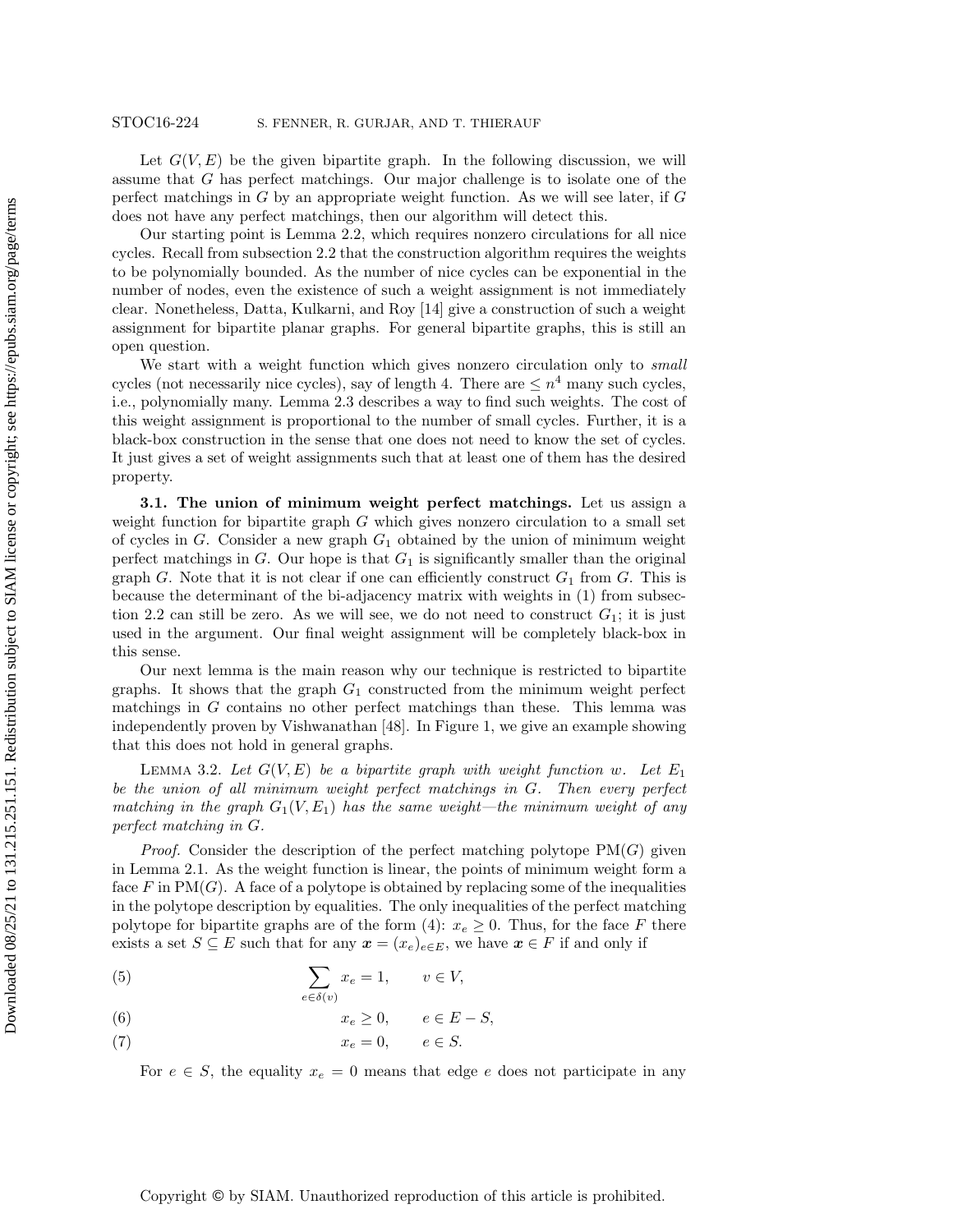Let $G(V, E)$ be the given bipartite graph. In the following discussion, we will assume that $G$ has perfect matchings. Our major challenge is to isolate one of the perfect matchings in $G$ by an appropriate weight function. As we will see later, if $G$ does not have any perfect matchings, then our algorithm will detect this.

Our starting point is Lemma 2.2, which requires nonzero circulations for all nice cycles. Recall from subsection 2.2 that the construction algorithm requires the weights to be polynomially bounded. As the number of nice cycles can be exponential in the number of nodes, even the existence of such a weight assignment is not immediately clear. Nonetheless, Datta, Kulkarni, and Roy [14] give a construction of such a weight assignment for bipartite planar graphs. For general bipartite graphs, this is still an open question.

We start with a weight function which gives nonzero circulation only to *small* cycles (not necessarily nice cycles), say of length 4. There are $\leq n^4$ many such cycles, i.e., polynomially many. Lemma 2.3 describes a way to find such weights. The cost of this weight assignment is proportional to the number of small cycles. Further, it is a black-box construction in the sense that one does not need to know the set of cycles. It just gives a set of weight assignments such that at least one of them has the desired property.

**3.1. The union of minimum weight perfect matchings.** Let us assign a weight function for bipartite graph $G$ which gives nonzero circulation to a small set of cycles in $G$. Consider a new graph $G_1$ obtained by the union of minimum weight perfect matchings in $G$. Our hope is that $G_1$ is significantly smaller than the original graph $G$. Note that it is not clear if one can efficiently construct $G_1$ from $G$. This is because the determinant of the bi-adjacency matrix with weights in (1) from subsection 2.2 can still be zero. As we will see, we do not need to construct $G_1$; it is just used in the argument. Our final weight assignment will be completely black-box in this sense.

Our next lemma is the main reason why our technique is restricted to bipartite graphs. It shows that the graph $G_1$ constructed from the minimum weight perfect matchings in $G$ contains no other perfect matchings than these. This lemma was independently proven by Vishwanathan [48]. In Figure 1, we give an example showing that this does not hold in general graphs.

Lemma 3.2. *Let $G(V, E)$ be a bipartite graph with weight function $w$. Let $E_1$ be the union of all minimum weight perfect matchings in $G$. Then every perfect matching in the graph $G_1(V, E_1)$ has the same weight—the minimum weight of any perfect matching in $G$.*

*Proof.* Consider the description of the perfect matching polytope $\mathrm{PM}(G)$ given in Lemma 2.1. As the weight function is linear, the points of minimum weight form a face $F$ in $\mathrm{PM}(G)$. A face of a polytope is obtained by replacing some of the inequalities in the polytope description by equalities. The only inequalities of the perfect matching polytope for bipartite graphs are of the form (4): $x_e \geq 0$. Thus, for the face $F$ there exists a set $S \subseteq E$ such that for any $\boldsymbol{x} = (x_e)_{e \in E}$, we have $\boldsymbol{x} \in F$ if and only if

$$\sum_{e \in \delta(v)} x_e = 1, \qquad v \in V, \tag{5}$$

$$x_e \geq 0, \qquad e \in E - S, \tag{6}$$

$$x_e = 0, \qquad e \in S. \tag{7}$$

For $e \in S$, the equality $x_e = 0$ means that edge $e$ does not participate in any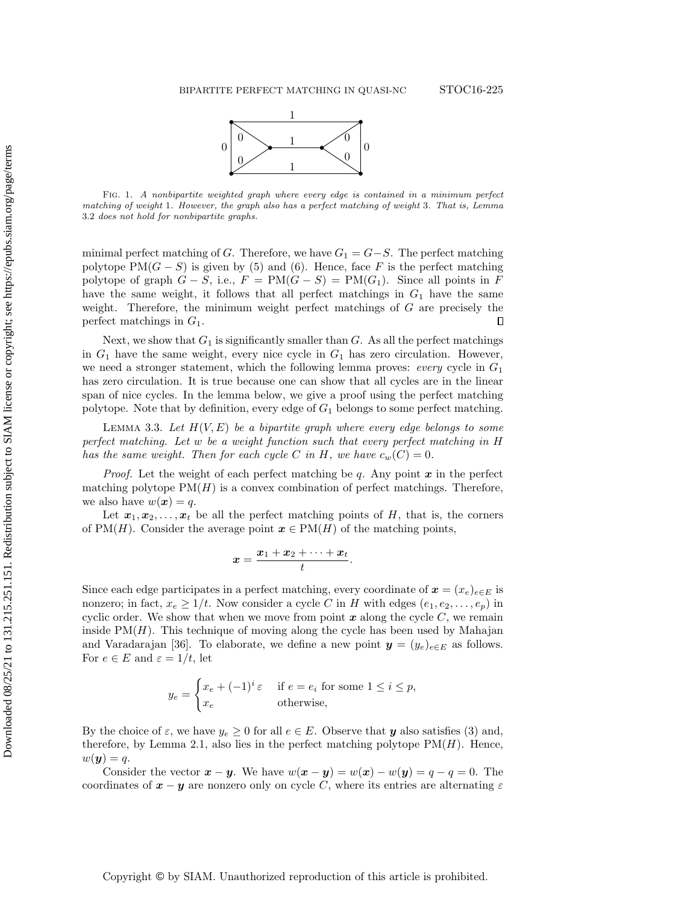Fig. 1. *A nonbipartite weighted graph where every edge is contained in a minimum perfect matching of weight 1. However, the graph also has a perfect matching of weight 3. That is, Lemma 3.2 does not hold for nonbipartite graphs.*

minimal perfect matching of $G$. Therefore, we have $G_1 = G - S$. The perfect matching polytope $\mathrm{PM}(G-S)$ is given by (5) and (6). Hence, face $F$ is the perfect matching polytope of graph $G - S$, i.e., $F = \mathrm{PM}(G - S) = \mathrm{PM}(G_1)$. Since all points in $F$ have the same weight, it follows that all perfect matchings in $G_1$ have the same weight. Therefore, the minimum weight perfect matchings of $G$ are precisely the perfect matchings in $G_1$. ∎

Next, we show that $G_1$ is significantly smaller than $G$. As all the perfect matchings in $G_1$ have the same weight, every nice cycle in $G_1$ has zero circulation. However, we need a stronger statement, which the following lemma proves: *every* cycle in $G_1$ has zero circulation. It is true because one can show that all cycles are in the linear span of nice cycles. In the lemma below, we give a proof using the perfect matching polytope. Note that by definition, every edge of $G_1$ belongs to some perfect matching.

Lemma 3.3. *Let $H(V, E)$ be a bipartite graph where every edge belongs to some perfect matching. Let $w$ be a weight function such that every perfect matching in $H$ has the same weight. Then for each cycle $C$ in $H$, we have $c_w(C) = 0$.*

*Proof.* Let the weight of each perfect matching be $q$. Any point $\boldsymbol{x}$ in the perfect matching polytope $\mathrm{PM}(H)$ is a convex combination of perfect matchings. Therefore, we also have $w(\boldsymbol{x}) = q$.

Let $\boldsymbol{x}_1, \boldsymbol{x}_2, \ldots, \boldsymbol{x}_t$ be all the perfect matching points of $H$, that is, the corners of $\mathrm{PM}(H)$. Consider the average point $\boldsymbol{x} \in \mathrm{PM}(H)$ of the matching points,

$$\boldsymbol{x} = \frac{\boldsymbol{x}_1 + \boldsymbol{x}_2 + \cdots + \boldsymbol{x}_t}{t}.$$

Since each edge participates in a perfect matching, every coordinate of $\boldsymbol{x} = (x_e)_{e \in E}$ is nonzero; in fact, $x_e \geq 1/t$. Now consider a cycle $C$ in $H$ with edges $(e_1, e_2, \ldots, e_p)$ in cyclic order. We show that when we move from point $\boldsymbol{x}$ along the cycle $C$, we remain inside $\mathrm{PM}(H)$. This technique of moving along the cycle has been used by Mahajan and Varadarajan [36]. To elaborate, we define a new point $\boldsymbol{y} = (y_e)_{e \in E}$ as follows. For $e \in E$ and $\varepsilon = 1/t$, let

$$y_e = \begin{cases} x_e + (-1)^i \varepsilon & \text{if } e = e_i \text{ for some } 1 \leq i \leq p, \\ x_e & \text{otherwise,} \end{cases}$$

By the choice of $\varepsilon$, we have $y_e \geq 0$ for all $e \in E$. Observe that $\boldsymbol{y}$ also satisfies (3) and, therefore, by Lemma 2.1, also lies in the perfect matching polytope $\mathrm{PM}(H)$. Hence, $w(\boldsymbol{y}) = q$.

Consider the vector $\boldsymbol{x} - \boldsymbol{y}$. We have $w(\boldsymbol{x} - \boldsymbol{y}) = w(\boldsymbol{x}) - w(\boldsymbol{y}) = q - q = 0$. The coordinates of $\boldsymbol{x} - \boldsymbol{y}$ are nonzero only on cycle $C$, where its entries are alternating $\varepsilon$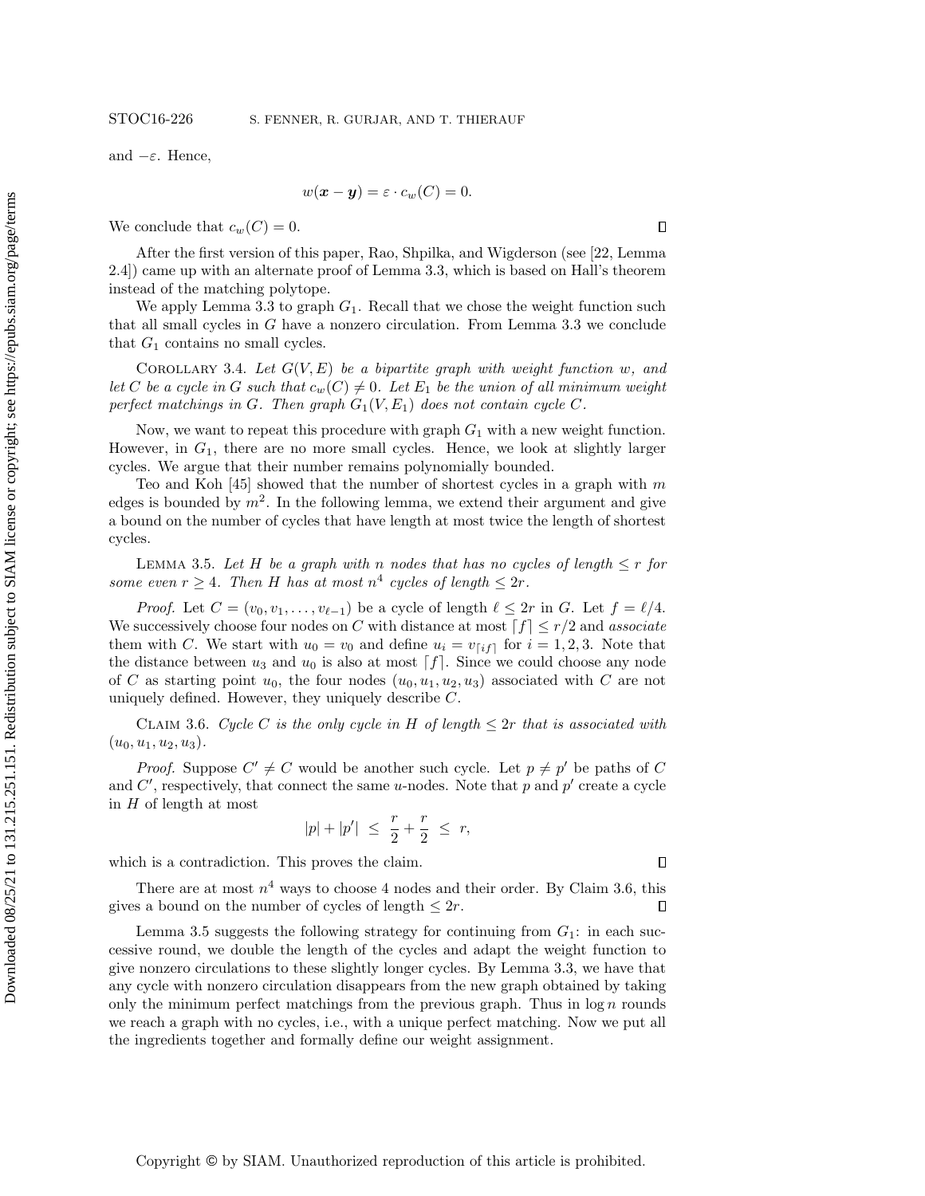and $-\varepsilon$. Hence,

$$w(\boldsymbol{x}-\boldsymbol{y}) = \varepsilon \cdot c_w(C) = 0.$$

We conclude that $c_w(C) = 0$. $\square$

After the first version of this paper, Rao, Shpilka, and Wigderson (see [22, Lemma 2.4]) came up with an alternate proof of Lemma 3.3, which is based on Hall's theorem instead of the matching polytope.

We apply Lemma 3.3 to graph $G_1$. Recall that we chose the weight function such that all small cycles in $G$ have a nonzero circulation. From Lemma 3.3 we conclude that $G_1$ contains no small cycles.

Corollary 3.4. *Let $G(V,E)$ be a bipartite graph with weight function $w$, and let $C$ be a cycle in $G$ such that $c_w(C) \neq 0$. Let $E_1$ be the union of all minimum weight perfect matchings in $G$. Then graph $G_1(V, E_1)$ does not contain cycle $C$.*

Now, we want to repeat this procedure with graph $G_1$ with a new weight function. However, in $G_1$, there are no more small cycles. Hence, we look at slightly larger cycles. We argue that their number remains polynomially bounded.

Teo and Koh [45] showed that the number of shortest cycles in a graph with $m$ edges is bounded by $m^2$. In the following lemma, we extend their argument and give a bound on the number of cycles that have length at most twice the length of shortest cycles.

Lemma 3.5. *Let $H$ be a graph with $n$ nodes that has no cycles of length $\leq r$ for some even $r \geq 4$. Then $H$ has at most $n^4$ cycles of length $\leq 2r$.*

*Proof.* Let $C = (v_0, v_1, \ldots, v_{\ell-1})$ be a cycle of length $\ell \leq 2r$ in $G$. Let $f = \ell/4$. We successively choose four nodes on $C$ with distance at most $\lceil f \rceil \leq r/2$ and *associate* them with $C$. We start with $u_0 = v_0$ and define $u_i = v_{\lceil if \rceil}$ for $i = 1,2,3$. Note that the distance between $u_3$ and $u_0$ is also at most $\lceil f \rceil$. Since we could choose any node of $C$ as starting point $u_0$, the four nodes $(u_0, u_1, u_2, u_3)$ associated with $C$ are not uniquely defined. However, they uniquely describe $C$.

Claim 3.6. *Cycle $C$ is the only cycle in $H$ of length $\leq 2r$ that is associated with $(u_0, u_1, u_2, u_3)$.*

*Proof.* Suppose $C' \neq C$ would be another such cycle. Let $p \neq p'$ be paths of $C$ and $C'$, respectively, that connect the same $u$-nodes. Note that $p$ and $p'$ create a cycle in $H$ of length at most

$$|p| + |p'| \;\leq\; \frac{r}{2} + \frac{r}{2} \;\leq\; r,$$

which is a contradiction. This proves the claim. $\square$

There are at most $n^4$ ways to choose 4 nodes and their order. By Claim 3.6, this gives a bound on the number of cycles of length $\leq 2r$. $\square$

Lemma 3.5 suggests the following strategy for continuing from $G_1$: in each successive round, we double the length of the cycles and adapt the weight function to give nonzero circulations to these slightly longer cycles. By Lemma 3.3, we have that any cycle with nonzero circulation disappears from the new graph obtained by taking only the minimum perfect matchings from the previous graph. Thus in $\log n$ rounds we reach a graph with no cycles, i.e., with a unique perfect matching. Now we put all the ingredients together and formally define our weight assignment.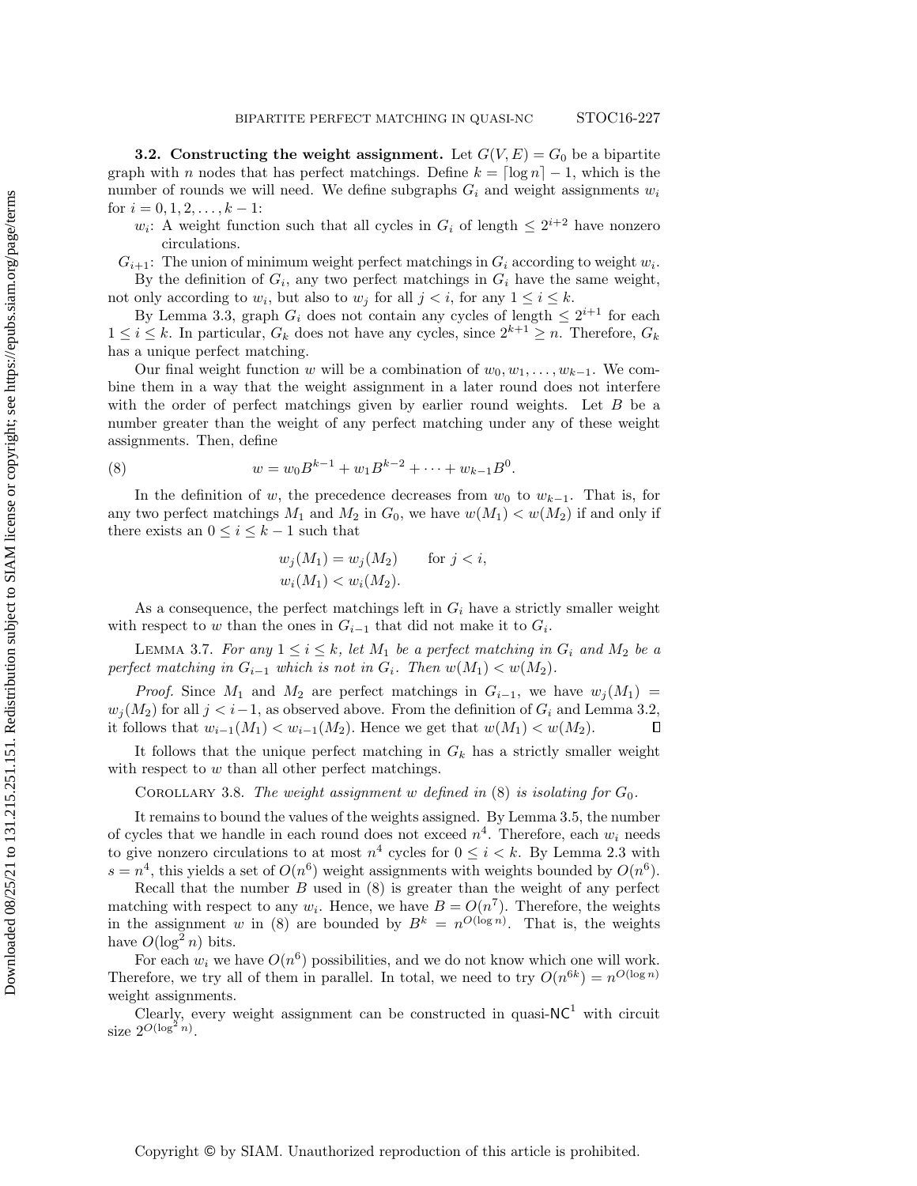**3.2. Constructing the weight assignment.** Let $G(V, E) = G_0$ be a bipartite graph with $n$ nodes that has perfect matchings. Define $k = \lceil \log n \rceil - 1$, which is the number of rounds we will need. We define subgraphs $G_i$ and weight assignments $w_i$ for $i = 0, 1, 2, \ldots, k-1$:

$w_i$: A weight function such that all cycles in $G_i$ of length $\leq 2^{i+2}$ have nonzero circulations.

$G_{i+1}$: The union of minimum weight perfect matchings in $G_i$ according to weight $w_i$.

By the definition of $G_i$, any two perfect matchings in $G_i$ have the same weight, not only according to $w_i$, but also to $w_j$ for all $j < i$, for any $1 \leq i \leq k$.

By Lemma 3.3, graph $G_i$ does not contain any cycles of length $\leq 2^{i+1}$ for each $1 \leq i \leq k$. In particular, $G_k$ does not have any cycles, since $2^{k+1} \geq n$. Therefore, $G_k$ has a unique perfect matching.

Our final weight function $w$ will be a combination of $w_0, w_1, \ldots, w_{k-1}$. We combine them in a way that the weight assignment in a later round does not interfere with the order of perfect matchings given by earlier round weights. Let $B$ be a number greater than the weight of any perfect matching under any of these weight assignments. Then, define

$$w = w_0 B^{k-1} + w_1 B^{k-2} + \cdots + w_{k-1} B^0. \tag{8}$$

In the definition of $w$, the precedence decreases from $w_0$ to $w_{k-1}$. That is, for any two perfect matchings $M_1$ and $M_2$ in $G_0$, we have $w(M_1) < w(M_2)$ if and only if there exists an $0 \leq i \leq k-1$ such that

$$w_j(M_1) = w_j(M_2) \qquad \text{for } j < i,$$
$$w_i(M_1) < w_i(M_2).$$

As a consequence, the perfect matchings left in $G_i$ have a strictly smaller weight with respect to $w$ than the ones in $G_{i-1}$ that did not make it to $G_i$.

Lemma 3.7. *For any $1 \leq i \leq k$, let $M_1$ be a perfect matching in $G_i$ and $M_2$ be a perfect matching in $G_{i-1}$ which is not in $G_i$. Then $w(M_1) < w(M_2)$.*

*Proof.* Since $M_1$ and $M_2$ are perfect matchings in $G_{i-1}$, we have $w_j(M_1) = w_j(M_2)$ for all $j < i-1$, as observed above. From the definition of $G_i$ and Lemma 3.2, it follows that $w_{i-1}(M_1) < w_{i-1}(M_2)$. Hence we get that $w(M_1) < w(M_2)$. ∎

It follows that the unique perfect matching in $G_k$ has a strictly smaller weight with respect to $w$ than all other perfect matchings.

Corollary 3.8. *The weight assignment $w$ defined in (8) is isolating for $G_0$.*

It remains to bound the values of the weights assigned. By Lemma 3.5, the number of cycles that we handle in each round does not exceed $n^4$. Therefore, each $w_i$ needs to give nonzero circulations to at most $n^4$ cycles for $0 \leq i < k$. By Lemma 2.3 with $s = n^4$, this yields a set of $O(n^6)$ weight assignments with weights bounded by $O(n^6)$.

Recall that the number $B$ used in (8) is greater than the weight of any perfect matching with respect to any $w_i$. Hence, we have $B = O(n^7)$. Therefore, the weights in the assignment $w$ in (8) are bounded by $B^k = n^{O(\log n)}$. That is, the weights have $O(\log^2 n)$ bits.

For each $w_i$ we have $O(n^6)$ possibilities, and we do not know which one will work. Therefore, we try all of them in parallel. In total, we need to try $O(n^{6k}) = n^{O(\log n)}$ weight assignments.

Clearly, every weight assignment can be constructed in quasi-$\mathsf{NC}^1$ with circuit size $2^{O(\log^2 n)}$.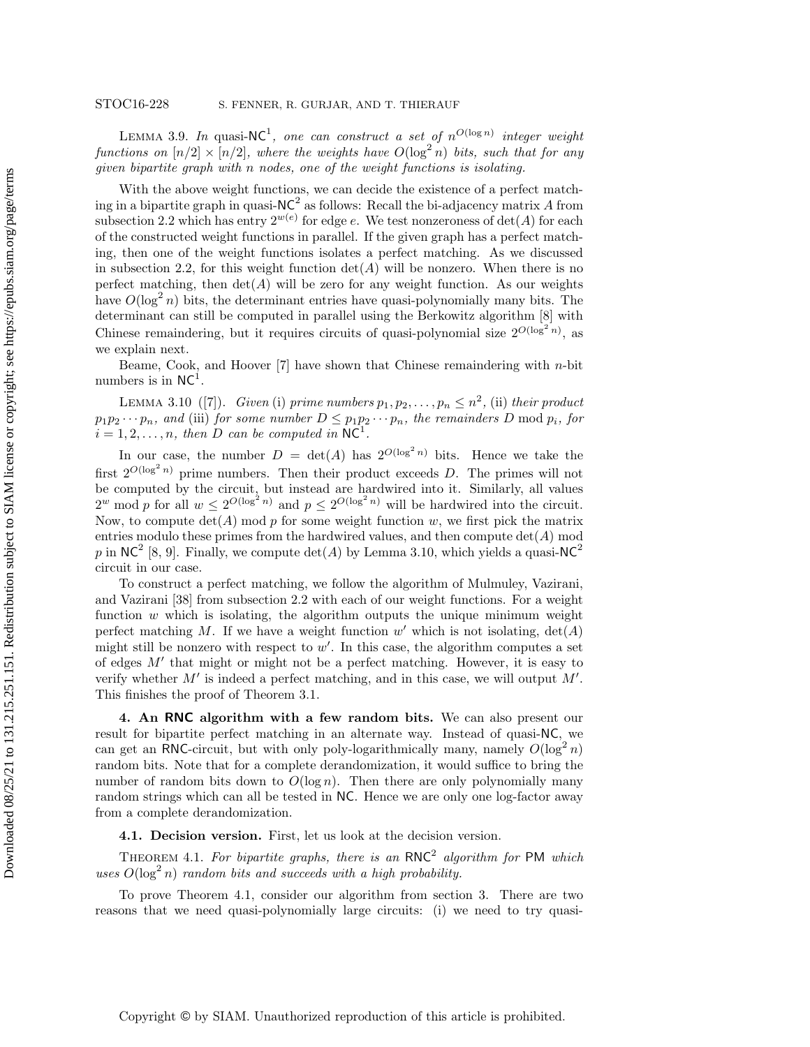Lemma 3.9. *In quasi-$\mathsf{NC}^1$, one can construct a set of $n^{O(\log n)}$ integer weight functions on $[n/2] \times [n/2]$, where the weights have $O(\log^2 n)$ bits, such that for any given bipartite graph with $n$ nodes, one of the weight functions is isolating.*

With the above weight functions, we can decide the existence of a perfect matching in a bipartite graph in quasi-$\mathsf{NC}^2$ as follows: Recall the bi-adjacency matrix $A$ from subsection 2.2 which has entry $2^{w(e)}$ for edge $e$. We test nonzeroness of $\det(A)$ for each of the constructed weight functions in parallel. If the given graph has a perfect matching, then one of the weight functions isolates a perfect matching. As we discussed in subsection 2.2, for this weight function $\det(A)$ will be nonzero. When there is no perfect matching, then $\det(A)$ will be zero for any weight function. As our weights have $O(\log^2 n)$ bits, the determinant entries have quasi-polynomially many bits. The determinant can still be computed in parallel using the Berkowitz algorithm [8] with Chinese remaindering, but it requires circuits of quasi-polynomial size $2^{O(\log^2 n)}$, as we explain next.

Beame, Cook, and Hoover [7] have shown that Chinese remaindering with $n$-bit numbers is in $\mathsf{NC}^1$.

Lemma 3.10 ([7]). *Given* (i) *prime numbers $p_1, p_2, \ldots, p_n \leq n^2$,* (ii) *their product $p_1 p_2 \cdots p_n$, and* (iii) *for some number $D \leq p_1 p_2 \cdots p_n$, the remainders $D \bmod p_i$, for $i = 1, 2, \ldots, n$, then $D$ can be computed in $\mathsf{NC}^1$.*

In our case, the number $D = \det(A)$ has $2^{O(\log^2 n)}$ bits. Hence we take the first $2^{O(\log^2 n)}$ prime numbers. Then their product exceeds $D$. The primes will not be computed by the circuit, but instead are hardwired into it. Similarly, all values $2^w \bmod p$ for all $w \leq 2^{O(\log^2 n)}$ and $p \leq 2^{O(\log^2 n)}$ will be hardwired into the circuit. Now, to compute $\det(A) \bmod p$ for some weight function $w$, we first pick the matrix entries modulo these primes from the hardwired values, and then compute $\det(A) \bmod p$ in $\mathsf{NC}^2$ [8, 9]. Finally, we compute $\det(A)$ by Lemma 3.10, which yields a quasi-$\mathsf{NC}^2$ circuit in our case.

To construct a perfect matching, we follow the algorithm of Mulmuley, Vazirani, and Vazirani [38] from subsection 2.2 with each of our weight functions. For a weight function $w$ which is isolating, the algorithm outputs the unique minimum weight perfect matching $M$. If we have a weight function $w'$ which is not isolating, $\det(A)$ might still be nonzero with respect to $w'$. In this case, the algorithm computes a set of edges $M'$ that might or might not be a perfect matching. However, it is easy to verify whether $M'$ is indeed a perfect matching, and in this case, we will output $M'$. This finishes the proof of Theorem 3.1.

## 4. An RNC algorithm with a few random bits.

We can also present our result for bipartite perfect matching in an alternate way. Instead of quasi-$\mathsf{NC}$, we can get an $\mathsf{RNC}$-circuit, but with only poly-logarithmically many, namely $O(\log^2 n)$ random bits. Note that for a complete derandomization, it would suffice to bring the number of random bits down to $O(\log n)$. Then there are only polynomially many random strings which can all be tested in $\mathsf{NC}$. Hence we are only one log-factor away from a complete derandomization.

### 4.1. Decision version.

First, let us look at the decision version.

Theorem 4.1. *For bipartite graphs, there is an $\mathsf{RNC}^2$ algorithm for $\mathsf{PM}$ which uses $O(\log^2 n)$ random bits and succeeds with a high probability.*

To prove Theorem 4.1, consider our algorithm from section 3. There are two reasons that we need quasi-polynomially large circuits: (i) we need to try quasi-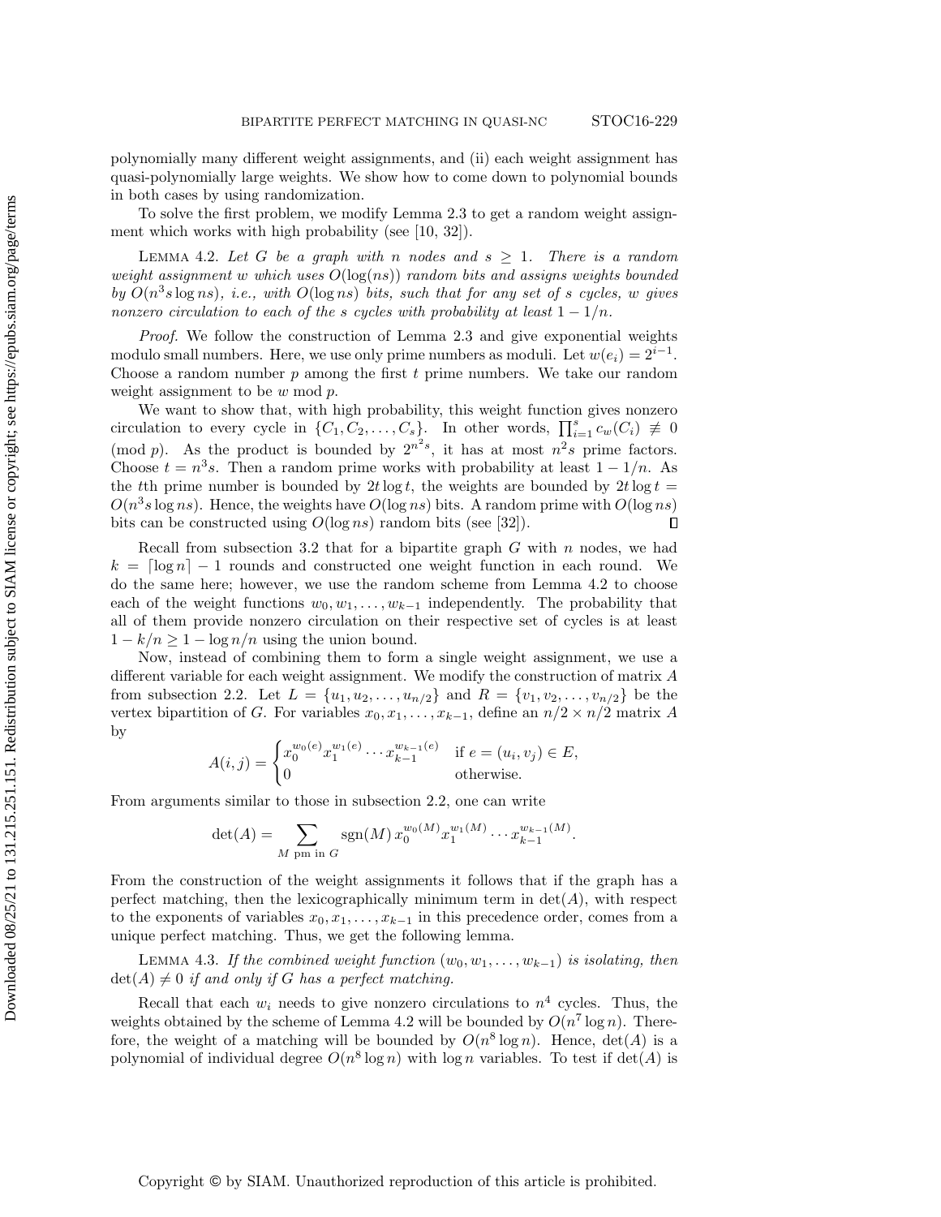polynomially many different weight assignments, and (ii) each weight assignment has quasi-polynomially large weights. We show how to come down to polynomial bounds in both cases by using randomization.

To solve the first problem, we modify Lemma 2.3 to get a random weight assignment which works with high probability (see [10, 32]).

LEMMA 4.2. *Let $G$ be a graph with $n$ nodes and $s \geq 1$. There is a random weight assignment $w$ which uses $O(\log(ns))$ random bits and assigns weights bounded by $O(n^3 s \log ns)$, i.e., with $O(\log ns)$ bits, such that for any set of $s$ cycles, $w$ gives nonzero circulation to each of the $s$ cycles with probability at least $1 - 1/n$.*

*Proof.* We follow the construction of Lemma 2.3 and give exponential weights modulo small numbers. Here, we use only prime numbers as moduli. Let $w(e_i) = 2^{i-1}$. Choose a random number $p$ among the first $t$ prime numbers. We take our random weight assignment to be $w \bmod p$.

We want to show that, with high probability, this weight function gives nonzero circulation to every cycle in $\{C_1, C_2, \ldots, C_s\}$. In other words, $\prod_{i=1}^{s} c_w(C_i) \not\equiv 0 \pmod{p}$. As the product is bounded by $2^{n^2 s}$, it has at most $n^2 s$ prime factors. Choose $t = n^3 s$. Then a random prime works with probability at least $1 - 1/n$. As the $t$th prime number is bounded by $2t \log t$, the weights are bounded by $2t \log t = O(n^3 s \log ns)$. Hence, the weights have $O(\log ns)$ bits. A random prime with $O(\log ns)$ bits can be constructed using $O(\log ns)$ random bits (see [32]). ∎

Recall from subsection 3.2 that for a bipartite graph $G$ with $n$ nodes, we had $k = \lceil \log n \rceil - 1$ rounds and constructed one weight function in each round. We do the same here; however, we use the random scheme from Lemma 4.2 to choose each of the weight functions $w_0, w_1, \ldots, w_{k-1}$ independently. The probability that all of them provide nonzero circulation on their respective set of cycles is at least $1 - k/n \geq 1 - \log n/n$ using the union bound.

Now, instead of combining them to form a single weight assignment, we use a different variable for each weight assignment. We modify the construction of matrix $A$ from subsection 2.2. Let $L = \{u_1, u_2, \ldots, u_{n/2}\}$ and $R = \{v_1, v_2, \ldots, v_{n/2}\}$ be the vertex bipartition of $G$. For variables $x_0, x_1, \ldots, x_{k-1}$, define an $n/2 \times n/2$ matrix $A$ by

$$A(i,j) = \begin{cases} x_0^{w_0(e)} x_1^{w_1(e)} \cdots x_{k-1}^{w_{k-1}(e)} & \text{if } e = (u_i, v_j) \in E, \\ 0 & \text{otherwise.} \end{cases}$$

From arguments similar to those in subsection 2.2, one can write

$$\det(A) = \sum_{M \text{ pm in } G} \operatorname{sgn}(M)\, x_0^{w_0(M)} x_1^{w_1(M)} \cdots x_{k-1}^{w_{k-1}(M)}.$$

From the construction of the weight assignments it follows that if the graph has a perfect matching, then the lexicographically minimum term in $\det(A)$, with respect to the exponents of variables $x_0, x_1, \ldots, x_{k-1}$ in this precedence order, comes from a unique perfect matching. Thus, we get the following lemma.

LEMMA 4.3. *If the combined weight function $(w_0, w_1, \ldots, w_{k-1})$ is isolating, then $\det(A) \neq 0$ if and only if $G$ has a perfect matching.*

Recall that each $w_i$ needs to give nonzero circulations to $n^4$ cycles. Thus, the weights obtained by the scheme of Lemma 4.2 will be bounded by $O(n^7 \log n)$. Therefore, the weight of a matching will be bounded by $O(n^8 \log n)$. Hence, $\det(A)$ is a polynomial of individual degree $O(n^8 \log n)$ with $\log n$ variables. To test if $\det(A)$ is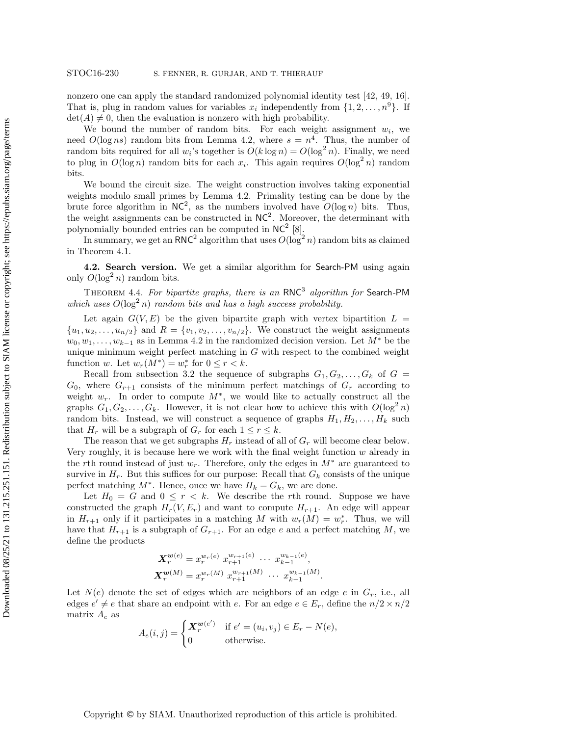nonzero one can apply the standard randomized polynomial identity test [42, 49, 16]. That is, plug in random values for variables $x_i$ independently from $\{1, 2, \ldots, n^9\}$. If $\det(A) \neq 0$, then the evaluation is nonzero with high probability.

We bound the number of random bits. For each weight assignment $w_i$, we need $O(\log ns)$ random bits from Lemma 4.2, where $s = n^4$. Thus, the number of random bits required for all $w_i$'s together is $O(k \log n) = O(\log^2 n)$. Finally, we need to plug in $O(\log n)$ random bits for each $x_i$. This again requires $O(\log^2 n)$ random bits.

We bound the circuit size. The weight construction involves taking exponential weights modulo small primes by Lemma 4.2. Primality testing can be done by the brute force algorithm in $\mathsf{NC}^2$, as the numbers involved have $O(\log n)$ bits. Thus, the weight assignments can be constructed in $\mathsf{NC}^2$. Moreover, the determinant with polynomially bounded entries can be computed in $\mathsf{NC}^2$ [8].

In summary, we get an $\mathsf{RNC}^2$ algorithm that uses $O(\log^2 n)$ random bits as claimed in Theorem 4.1.

**4.2. Search version.** We get a similar algorithm for Search-PM using again only $O(\log^2 n)$ random bits.

THEOREM 4.4. *For bipartite graphs, there is an $\mathsf{RNC}^3$ algorithm for Search-PM which uses $O(\log^2 n)$ random bits and has a high success probability.*

Let again $G(V, E)$ be the given bipartite graph with vertex bipartition $L = \{u_1, u_2, \ldots, u_{n/2}\}$ and $R = \{v_1, v_2, \ldots, v_{n/2}\}$. We construct the weight assignments $w_0, w_1, \ldots, w_{k-1}$ as in Lemma 4.2 in the randomized decision version. Let $M^*$ be the unique minimum weight perfect matching in $G$ with respect to the combined weight function $w$. Let $w_r(M^*) = w_r^*$ for $0 \leq r < k$.

Recall from subsection 3.2 the sequence of subgraphs $G_1, G_2, \ldots, G_k$ of $G = G_0$, where $G_{r+1}$ consists of the minimum perfect matchings of $G_r$ according to weight $w_r$. In order to compute $M^*$, we would like to actually construct all the graphs $G_1, G_2, \ldots, G_k$. However, it is not clear how to achieve this with $O(\log^2 n)$ random bits. Instead, we will construct a sequence of graphs $H_1, H_2, \ldots, H_k$ such that $H_r$ will be a subgraph of $G_r$ for each $1 \leq r \leq k$.

The reason that we get subgraphs $H_r$ instead of all of $G_r$ will become clear below. Very roughly, it is because here we work with the final weight function $w$ already in the $r$th round instead of just $w_r$. Therefore, only the edges in $M^*$ are guaranteed to survive in $H_r$. But this suffices for our purpose: Recall that $G_k$ consists of the unique perfect matching $M^*$. Hence, once we have $H_k = G_k$, we are done.

Let $H_0 = G$ and $0 \leq r < k$. We describe the $r$th round. Suppose we have constructed the graph $H_r(V, E_r)$ and want to compute $H_{r+1}$. An edge will appear in $H_{r+1}$ only if it participates in a matching $M$ with $w_r(M) = w_r^*$. Thus, we will have that $H_{r+1}$ is a subgraph of $G_{r+1}$. For an edge $e$ and a perfect matching $M$, we define the products

$$\boldsymbol{X}_r^{\boldsymbol{w}(e)} = x_r^{w_r(e)} \, x_{r+1}^{w_{r+1}(e)} \, \cdots \, x_{k-1}^{w_{k-1}(e)},$$
$$\boldsymbol{X}_r^{\boldsymbol{w}(M)} = x_r^{w_r(M)} \, x_{r+1}^{w_{r+1}(M)} \, \cdots \, x_{k-1}^{w_{k-1}(M)}.$$

Let $N(e)$ denote the set of edges which are neighbors of an edge $e$ in $G_r$, i.e., all edges $e' \neq e$ that share an endpoint with $e$. For an edge $e \in E_r$, define the $n/2 \times n/2$ matrix $A_e$ as

$$A_e(i,j) = \begin{cases} \boldsymbol{X}_r^{\boldsymbol{w}(e')} & \text{if } e' = (u_i, v_j) \in E_r - N(e), \\ 0 & \text{otherwise.} \end{cases}$$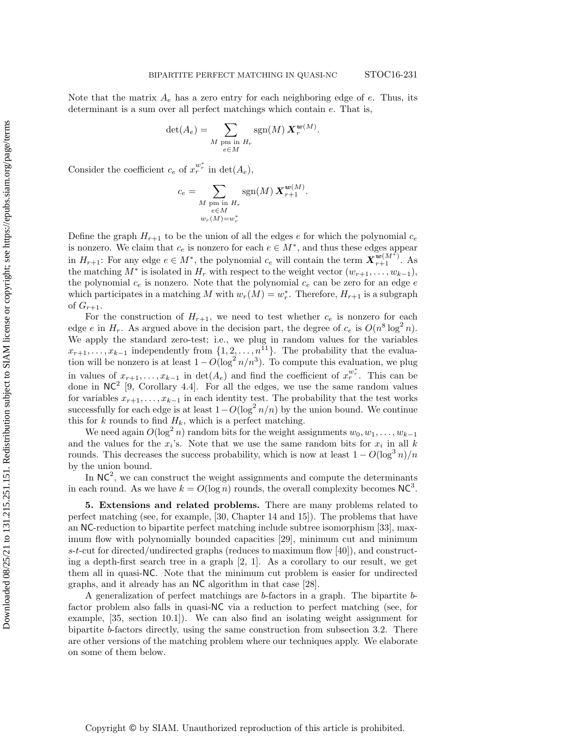Note that the matrix $A_e$ has a zero entry for each neighboring edge of $e$. Thus, its determinant is a sum over all perfect matchings which contain $e$. That is,

$$\det(A_e) = \sum_{\substack{M \text{ pm in } H_r \\ e \in M}} \operatorname{sgn}(M)\, \boldsymbol{X}_r^{\boldsymbol{w}(M)}.$$

Consider the coefficient $c_e$ of $x_r^{w_r^*}$ in $\det(A_e)$,

$$c_e = \sum_{\substack{M \text{ pm in } H_r \\ e \in M \\ w_r(M) = w_r^*}} \operatorname{sgn}(M)\, \boldsymbol{X}_{r+1}^{\boldsymbol{w}(M)}.$$

Define the graph $H_{r+1}$ to be the union of all the edges $e$ for which the polynomial $c_e$ is nonzero. We claim that $c_e$ is nonzero for each $e \in M^*$, and thus these edges appear in $H_{r+1}$: For any edge $e \in M^*$, the polynomial $c_e$ will contain the term $\boldsymbol{X}_{r+1}^{\boldsymbol{w}(M^*)}$. As the matching $M^*$ is isolated in $H_r$ with respect to the weight vector $(w_{r+1}, \ldots, w_{k-1})$, the polynomial $c_e$ is nonzero. Note that the polynomial $c_e$ can be zero for an edge $e$ which participates in a matching $M$ with $w_r(M) = w_r^*$. Therefore, $H_{r+1}$ is a subgraph of $G_{r+1}$.

For the construction of $H_{r+1}$, we need to test whether $c_e$ is nonzero for each edge $e$ in $H_r$. As argued above in the decision part, the degree of $c_e$ is $O(n^8 \log^2 n)$. We apply the standard zero-test; i.e., we plug in random values for the variables $x_{r+1}, \ldots, x_{k-1}$ independently from $\{1, 2, \ldots, n^{11}\}$. The probability that the evaluation will be nonzero is at least $1 - O(\log^2 n / n^3)$. To compute this evaluation, we plug in values of $x_{r+1}, \ldots, x_{k-1}$ in $\det(A_e)$ and find the coefficient of $x_r^{w_r^*}$. This can be done in $\mathsf{NC}^2$ [9, Corollary 4.4]. For all the edges, we use the same random values for variables $x_{r+1}, \ldots, x_{k-1}$ in each identity test. The probability that the test works successfully for each edge is at least $1 - O(\log^2 n/n)$ by the union bound. We continue this for $k$ rounds to find $H_k$, which is a perfect matching.

We need again $O(\log^2 n)$ random bits for the weight assignments $w_0, w_1, \ldots, w_{k-1}$ and the values for the $x_i$'s. Note that we use the same random bits for $x_i$ in all $k$ rounds. This decreases the success probability, which is now at least $1 - O(\log^3 n)/n$ by the union bound.

In $\mathsf{NC}^2$, we can construct the weight assignments and compute the determinants in each round. As we have $k = O(\log n)$ rounds, the overall complexity becomes $\mathsf{NC}^3$.

## 5. Extensions and related problems.

There are many problems related to perfect matching (see, for example, [30, Chapter 14 and 15]). The problems that have an $\mathsf{NC}$-reduction to bipartite perfect matching include subtree isomorphism [33], maximum flow with polynomially bounded capacities [29], minimum cut and minimum $s$-$t$-cut for directed/undirected graphs (reduces to maximum flow [40]), and constructing a depth-first search tree in a graph [2, 1]. As a corollary to our result, we get them all in quasi-$\mathsf{NC}$. Note that the minimum cut problem is easier for undirected graphs, and it already has an $\mathsf{NC}$ algorithm in that case [28].

A generalization of perfect matchings are $b$-factors in a graph. The bipartite $b$-factor problem also falls in quasi-$\mathsf{NC}$ via a reduction to perfect matching (see, for example, [35, section 10.1]). We can also find an isolating weight assignment for bipartite $b$-factors directly, using the same construction from subsection 3.2. There are other versions of the matching problem where our techniques apply. We elaborate on some of them below.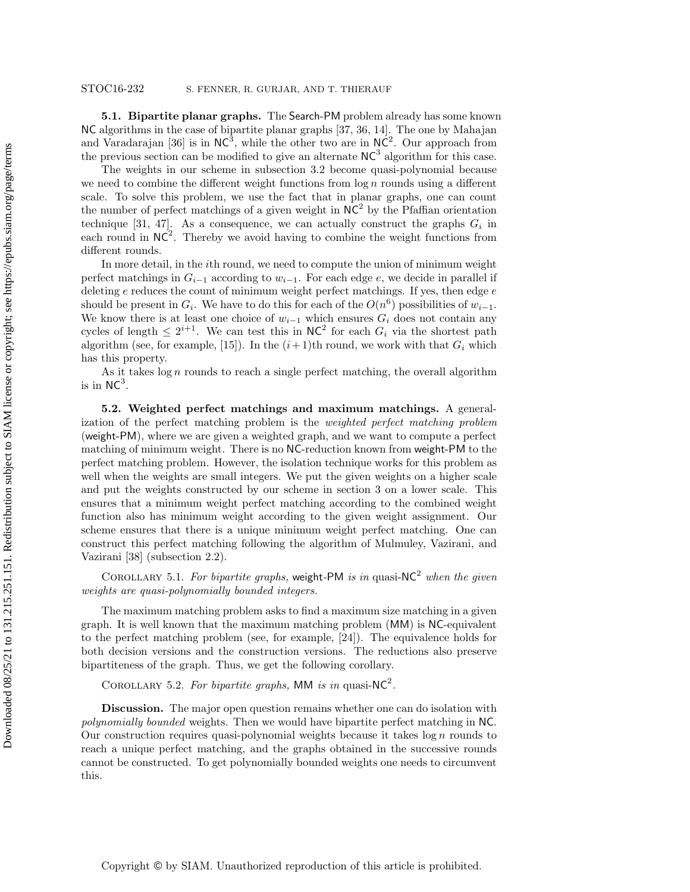**5.1. Bipartite planar graphs.** The Search-PM problem already has some known NC algorithms in the case of bipartite planar graphs [37, 36, 14]. The one by Mahajan and Varadarajan [36] is in $\mathsf{NC}^3$, while the other two are in $\mathsf{NC}^2$. Our approach from the previous section can be modified to give an alternate $\mathsf{NC}^3$ algorithm for this case.

The weights in our scheme in subsection 3.2 become quasi-polynomial because we need to combine the different weight functions from $\log n$ rounds using a different scale. To solve this problem, we use the fact that in planar graphs, one can count the number of perfect matchings of a given weight in $\mathsf{NC}^2$ by the Pfaffian orientation technique [31, 47]. As a consequence, we can actually construct the graphs $G_i$ in each round in $\mathsf{NC}^2$. Thereby we avoid having to combine the weight functions from different rounds.

In more detail, in the $i$th round, we need to compute the union of minimum weight perfect matchings in $G_{i-1}$ according to $w_{i-1}$. For each edge $e$, we decide in parallel if deleting $e$ reduces the count of minimum weight perfect matchings. If yes, then edge $e$ should be present in $G_i$. We have to do this for each of the $O(n^6)$ possibilities of $w_{i-1}$. We know there is at least one choice of $w_{i-1}$ which ensures $G_i$ does not contain any cycles of length $\leq 2^{i+1}$. We can test this in $\mathsf{NC}^2$ for each $G_i$ via the shortest path algorithm (see, for example, [15]). In the $(i+1)$th round, we work with that $G_i$ which has this property.

As it takes $\log n$ rounds to reach a single perfect matching, the overall algorithm is in $\mathsf{NC}^3$.

**5.2. Weighted perfect matchings and maximum matchings.** A generalization of the perfect matching problem is the *weighted perfect matching problem* (weight-PM), where we are given a weighted graph, and we want to compute a perfect matching of minimum weight. There is no NC-reduction known from weight-PM to the perfect matching problem. However, the isolation technique works for this problem as well when the weights are small integers. We put the given weights on a higher scale and put the weights constructed by our scheme in section 3 on a lower scale. This ensures that a minimum weight perfect matching according to the combined weight function also has minimum weight according to the given weight assignment. Our scheme ensures that there is a unique minimum weight perfect matching. One can construct this perfect matching following the algorithm of Mulmuley, Vazirani, and Vazirani [38] (subsection 2.2).

COROLLARY 5.1. *For bipartite graphs,* weight-PM *is in* quasi-$\mathsf{NC}^2$ *when the given weights are quasi-polynomially bounded integers.*

The maximum matching problem asks to find a maximum size matching in a given graph. It is well known that the maximum matching problem (MM) is NC-equivalent to the perfect matching problem (see, for example, [24]). The equivalence holds for both decision versions and the construction versions. The reductions also preserve bipartiteness of the graph. Thus, we get the following corollary.

COROLLARY 5.2. *For bipartite graphs,* MM *is in* quasi-$\mathsf{NC}^2$.

**Discussion.** The major open question remains whether one can do isolation with *polynomially bounded* weights. Then we would have bipartite perfect matching in NC. Our construction requires quasi-polynomial weights because it takes $\log n$ rounds to reach a unique perfect matching, and the graphs obtained in the successive rounds cannot be constructed. To get polynomially bounded weights one needs to circumvent this.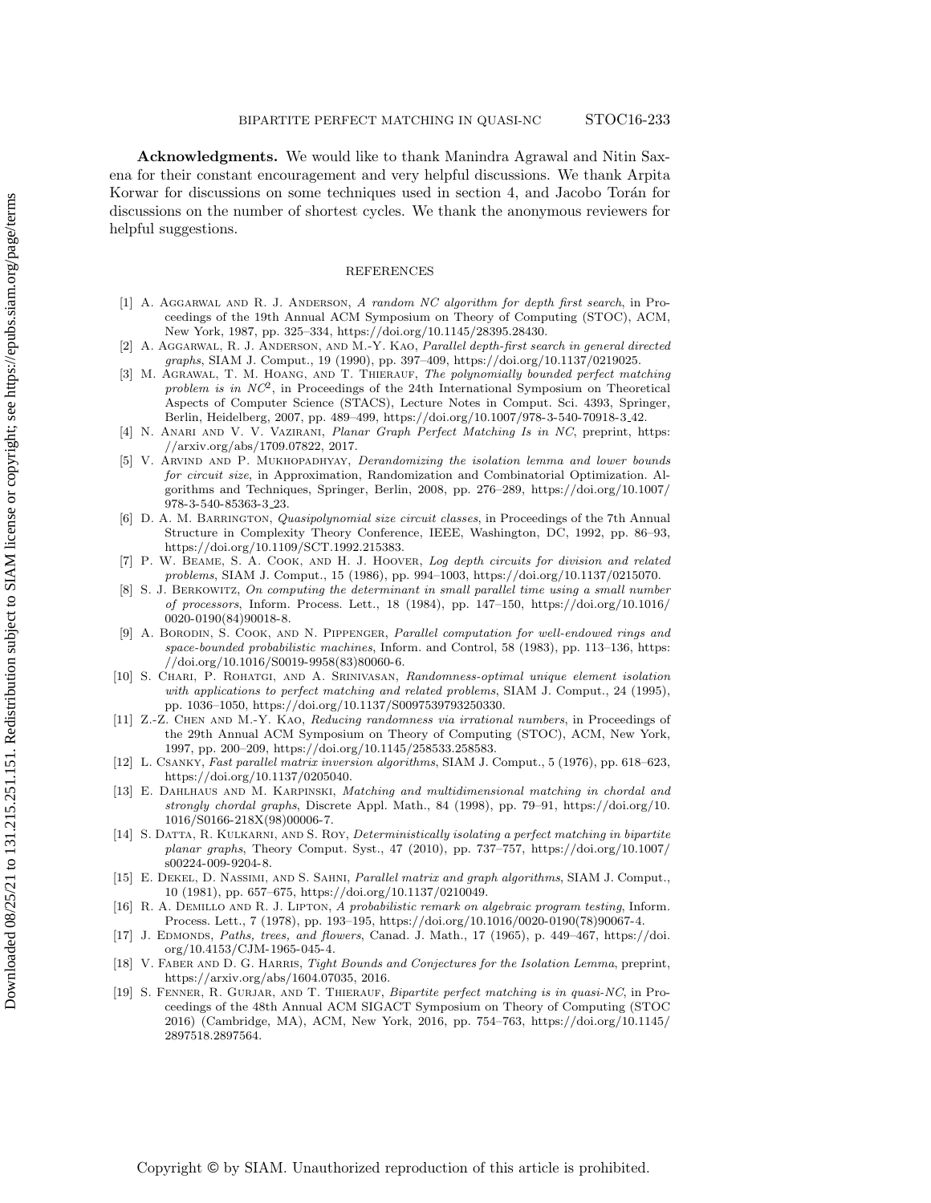**Acknowledgments.** We would like to thank Manindra Agrawal and Nitin Saxena for their constant encouragement and very helpful discussions. We thank Arpita Korwar for discussions on some techniques used in section 4, and Jacobo Torán for discussions on the number of shortest cycles. We thank the anonymous reviewers for helpful suggestions.

## REFERENCES

[1] A. Aggarwal and R. J. Anderson, *A random NC algorithm for depth first search*, in Proceedings of the 19th Annual ACM Symposium on Theory of Computing (STOC), ACM, New York, 1987, pp. 325–334, https://doi.org/10.1145/28395.28430.

[2] A. Aggarwal, R. J. Anderson, and M.-Y. Kao, *Parallel depth-first search in general directed graphs*, SIAM J. Comput., 19 (1990), pp. 397–409, https://doi.org/10.1137/0219025.

[3] M. Agrawal, T. M. Hoang, and T. Thierauf, *The polynomially bounded perfect matching problem is in $NC^2$*, in Proceedings of the 24th International Symposium on Theoretical Aspects of Computer Science (STACS), Lecture Notes in Comput. Sci. 4393, Springer, Berlin, Heidelberg, 2007, pp. 489–499, https://doi.org/10.1007/978-3-540-70918-3_42.

[4] N. Anari and V. V. Vazirani, *Planar Graph Perfect Matching Is in NC*, preprint, https://arxiv.org/abs/1709.07822, 2017.

[5] V. Arvind and P. Mukhopadhyay, *Derandomizing the isolation lemma and lower bounds for circuit size*, in Approximation, Randomization and Combinatorial Optimization. Algorithms and Techniques, Springer, Berlin, 2008, pp. 276–289, https://doi.org/10.1007/978-3-540-85363-3_23.

[6] D. A. M. Barrington, *Quasipolynomial size circuit classes*, in Proceedings of the 7th Annual Structure in Complexity Theory Conference, IEEE, Washington, DC, 1992, pp. 86–93, https://doi.org/10.1109/SCT.1992.215383.

[7] P. W. Beame, S. A. Cook, and H. J. Hoover, *Log depth circuits for division and related problems*, SIAM J. Comput., 15 (1986), pp. 994–1003, https://doi.org/10.1137/0215070.

[8] S. J. Berkowitz, *On computing the determinant in small parallel time using a small number of processors*, Inform. Process. Lett., 18 (1984), pp. 147–150, https://doi.org/10.1016/0020-0190(84)90018-8.

[9] A. Borodin, S. Cook, and N. Pippenger, *Parallel computation for well-endowed rings and space-bounded probabilistic machines*, Inform. and Control, 58 (1983), pp. 113–136, https://doi.org/10.1016/S0019-9958(83)80060-6.

[10] S. Chari, P. Rohatgi, and A. Srinivasan, *Randomness-optimal unique element isolation with applications to perfect matching and related problems*, SIAM J. Comput., 24 (1995), pp. 1036–1050, https://doi.org/10.1137/S0097539793250330.

[11] Z.-Z. Chen and M.-Y. Kao, *Reducing randomness via irrational numbers*, in Proceedings of the 29th Annual ACM Symposium on Theory of Computing (STOC), ACM, New York, 1997, pp. 200–209, https://doi.org/10.1145/258533.258583.

[12] L. Csanky, *Fast parallel matrix inversion algorithms*, SIAM J. Comput., 5 (1976), pp. 618–623, https://doi.org/10.1137/0205040.

[13] E. Dahlhaus and M. Karpinski, *Matching and multidimensional matching in chordal and strongly chordal graphs*, Discrete Appl. Math., 84 (1998), pp. 79–91, https://doi.org/10.1016/S0166-218X(98)00006-7.

[14] S. Datta, R. Kulkarni, and S. Roy, *Deterministically isolating a perfect matching in bipartite planar graphs*, Theory Comput. Syst., 47 (2010), pp. 737–757, https://doi.org/10.1007/s00224-009-9204-8.

[15] E. Dekel, D. Nassimi, and S. Sahni, *Parallel matrix and graph algorithms*, SIAM J. Comput., 10 (1981), pp. 657–675, https://doi.org/10.1137/0210049.

[16] R. A. DeMillo and R. J. Lipton, *A probabilistic remark on algebraic program testing*, Inform. Process. Lett., 7 (1978), pp. 193–195, https://doi.org/10.1016/0020-0190(78)90067-4.

[17] J. Edmonds, *Paths, trees, and flowers*, Canad. J. Math., 17 (1965), p. 449–467, https://doi.org/10.4153/CJM-1965-045-4.

[18] V. Faber and D. G. Harris, *Tight Bounds and Conjectures for the Isolation Lemma*, preprint, https://arxiv.org/abs/1604.07035, 2016.

[19] S. Fenner, R. Gurjar, and T. Thierauf, *Bipartite perfect matching is in quasi-NC*, in Proceedings of the 48th Annual ACM SIGACT Symposium on Theory of Computing (STOC 2016) (Cambridge, MA), ACM, New York, 2016, pp. 754–763, https://doi.org/10.1145/2897518.2897564.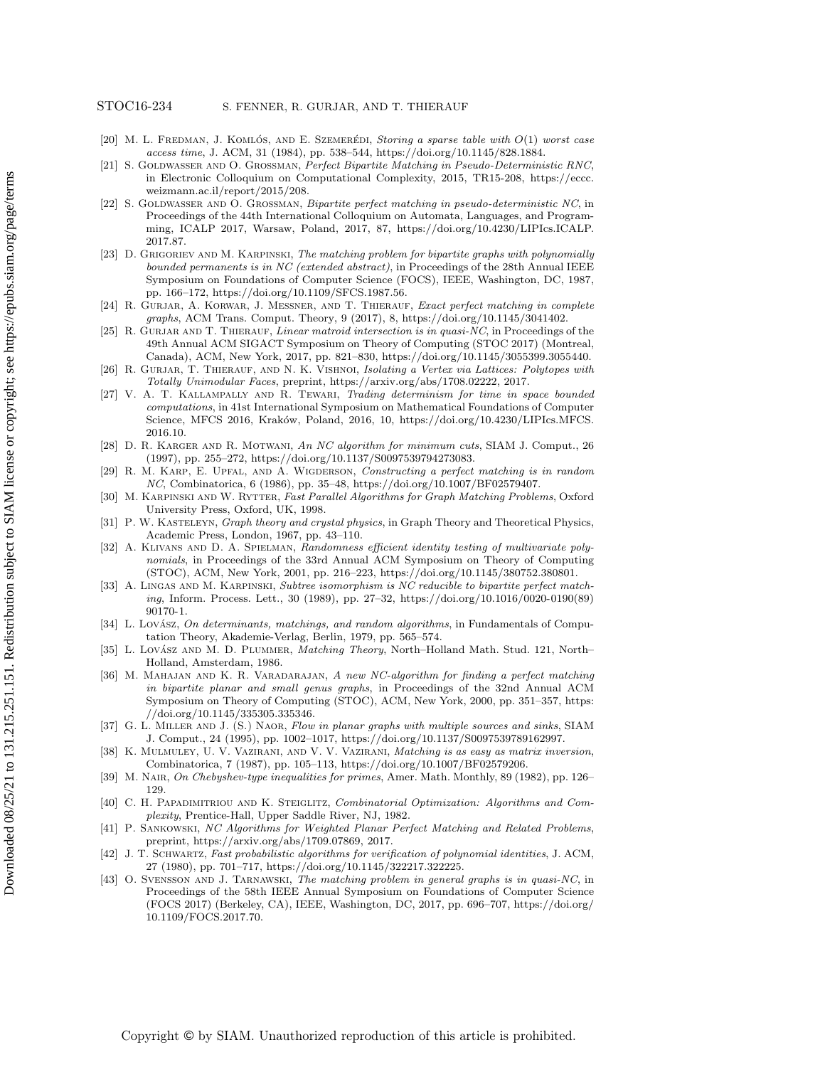[20] M. L. Fredman, J. Komlós, and E. Szemerédi, *Storing a sparse table with $O(1)$ worst case access time*, J. ACM, 31 (1984), pp. 538–544, https://doi.org/10.1145/828.1884.

[21] S. Goldwasser and O. Grossman, *Perfect Bipartite Matching in Pseudo-Deterministic RNC*, in Electronic Colloquium on Computational Complexity, 2015, TR15-208, https://eccc.weizmann.ac.il/report/2015/208.

[22] S. Goldwasser and O. Grossman, *Bipartite perfect matching in pseudo-deterministic NC*, in Proceedings of the 44th International Colloquium on Automata, Languages, and Programming, ICALP 2017, Warsaw, Poland, 2017, 87, https://doi.org/10.4230/LIPIcs.ICALP.2017.87.

[23] D. Grigoriev and M. Karpinski, *The matching problem for bipartite graphs with polynomially bounded permanents is in NC (extended abstract)*, in Proceedings of the 28th Annual IEEE Symposium on Foundations of Computer Science (FOCS), IEEE, Washington, DC, 1987, pp. 166–172, https://doi.org/10.1109/SFCS.1987.56.

[24] R. Gurjar, A. Korwar, J. Messner, and T. Thierauf, *Exact perfect matching in complete graphs*, ACM Trans. Comput. Theory, 9 (2017), 8, https://doi.org/10.1145/3041402.

[25] R. Gurjar and T. Thierauf, *Linear matroid intersection is in quasi-NC*, in Proceedings of the 49th Annual ACM SIGACT Symposium on Theory of Computing (STOC 2017) (Montreal, Canada), ACM, New York, 2017, pp. 821–830, https://doi.org/10.1145/3055399.3055440.

[26] R. Gurjar, T. Thierauf, and N. K. Vishnoi, *Isolating a Vertex via Lattices: Polytopes with Totally Unimodular Faces*, preprint, https://arxiv.org/abs/1708.02222, 2017.

[27] V. A. T. Kallampally and R. Tewari, *Trading determinism for time in space bounded computations*, in 41st International Symposium on Mathematical Foundations of Computer Science, MFCS 2016, Kraków, Poland, 2016, 10, https://doi.org/10.4230/LIPIcs.MFCS.2016.10.

[28] D. R. Karger and R. Motwani, *An NC algorithm for minimum cuts*, SIAM J. Comput., 26 (1997), pp. 255–272, https://doi.org/10.1137/S0097539794273083.

[29] R. M. Karp, E. Upfal, and A. Wigderson, *Constructing a perfect matching is in random NC*, Combinatorica, 6 (1986), pp. 35–48, https://doi.org/10.1007/BF02579407.

[30] M. Karpinski and W. Rytter, *Fast Parallel Algorithms for Graph Matching Problems*, Oxford University Press, Oxford, UK, 1998.

[31] P. W. Kasteleyn, *Graph theory and crystal physics*, in Graph Theory and Theoretical Physics, Academic Press, London, 1967, pp. 43–110.

[32] A. Klivans and D. A. Spielman, *Randomness efficient identity testing of multivariate polynomials*, in Proceedings of the 33rd Annual ACM Symposium on Theory of Computing (STOC), ACM, New York, 2001, pp. 216–223, https://doi.org/10.1145/380752.380801.

[33] A. Lingas and M. Karpinski, *Subtree isomorphism is NC reducible to bipartite perfect matching*, Inform. Process. Lett., 30 (1989), pp. 27–32, https://doi.org/10.1016/0020-0190(89)90170-1.

[34] L. Lovász, *On determinants, matchings, and random algorithms*, in Fundamentals of Computation Theory, Akademie-Verlag, Berlin, 1979, pp. 565–574.

[35] L. Lovász and M. D. Plummer, *Matching Theory*, North–Holland Math. Stud. 121, North–Holland, Amsterdam, 1986.

[36] M. Mahajan and K. R. Varadarajan, *A new NC-algorithm for finding a perfect matching in bipartite planar and small genus graphs*, in Proceedings of the 32nd Annual ACM Symposium on Theory of Computing (STOC), ACM, New York, 2000, pp. 351–357, https://doi.org/10.1145/335305.335346.

[37] G. L. Miller and J. (S.) Naor, *Flow in planar graphs with multiple sources and sinks*, SIAM J. Comput., 24 (1995), pp. 1002–1017, https://doi.org/10.1137/S0097539789162997.

[38] K. Mulmuley, U. V. Vazirani, and V. V. Vazirani, *Matching is as easy as matrix inversion*, Combinatorica, 7 (1987), pp. 105–113, https://doi.org/10.1007/BF02579206.

[39] M. Nair, *On Chebyshev-type inequalities for primes*, Amer. Math. Monthly, 89 (1982), pp. 126–129.

[40] C. H. Papadimitriou and K. Steiglitz, *Combinatorial Optimization: Algorithms and Complexity*, Prentice-Hall, Upper Saddle River, NJ, 1982.

[41] P. Sankowski, *NC Algorithms for Weighted Planar Perfect Matching and Related Problems*, preprint, https://arxiv.org/abs/1709.07869, 2017.

[42] J. T. Schwartz, *Fast probabilistic algorithms for verification of polynomial identities*, J. ACM, 27 (1980), pp. 701–717, https://doi.org/10.1145/322217.322225.

[43] O. Svensson and J. Tarnawski, *The matching problem in general graphs is in quasi-NC*, in Proceedings of the 58th IEEE Annual Symposium on Foundations of Computer Science (FOCS 2017) (Berkeley, CA), IEEE, Washington, DC, 2017, pp. 696–707, https://doi.org/10.1109/FOCS.2017.70.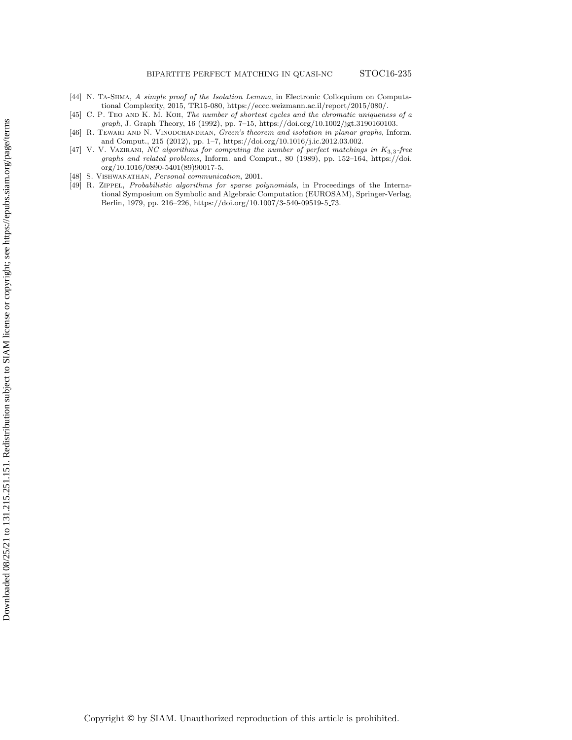[44] N. Ta-Shma, *A simple proof of the Isolation Lemma*, in Electronic Colloquium on Computational Complexity, 2015, TR15-080, https://eccc.weizmann.ac.il/report/2015/080/.

[45] C. P. Teo and K. M. Koh, *The number of shortest cycles and the chromatic uniqueness of a graph*, J. Graph Theory, 16 (1992), pp. 7–15, https://doi.org/10.1002/jgt.3190160103.

[46] R. Tewari and N. Vinodchandran, *Green's theorem and isolation in planar graphs*, Inform. and Comput., 215 (2012), pp. 1–7, https://doi.org/10.1016/j.ic.2012.03.002.

[47] V. V. Vazirani, *NC algorithms for computing the number of perfect matchings in $K_{3,3}$-free graphs and related problems*, Inform. and Comput., 80 (1989), pp. 152–164, https://doi.org/10.1016/0890-5401(89)90017-5.

[48] S. Vishwanathan, *Personal communication*, 2001.

[49] R. Zippel, *Probabilistic algorithms for sparse polynomials*, in Proceedings of the International Symposium on Symbolic and Algebraic Computation (EUROSAM), Springer-Verlag, Berlin, 1979, pp. 216–226, https://doi.org/10.1007/3-540-09519-5_73.